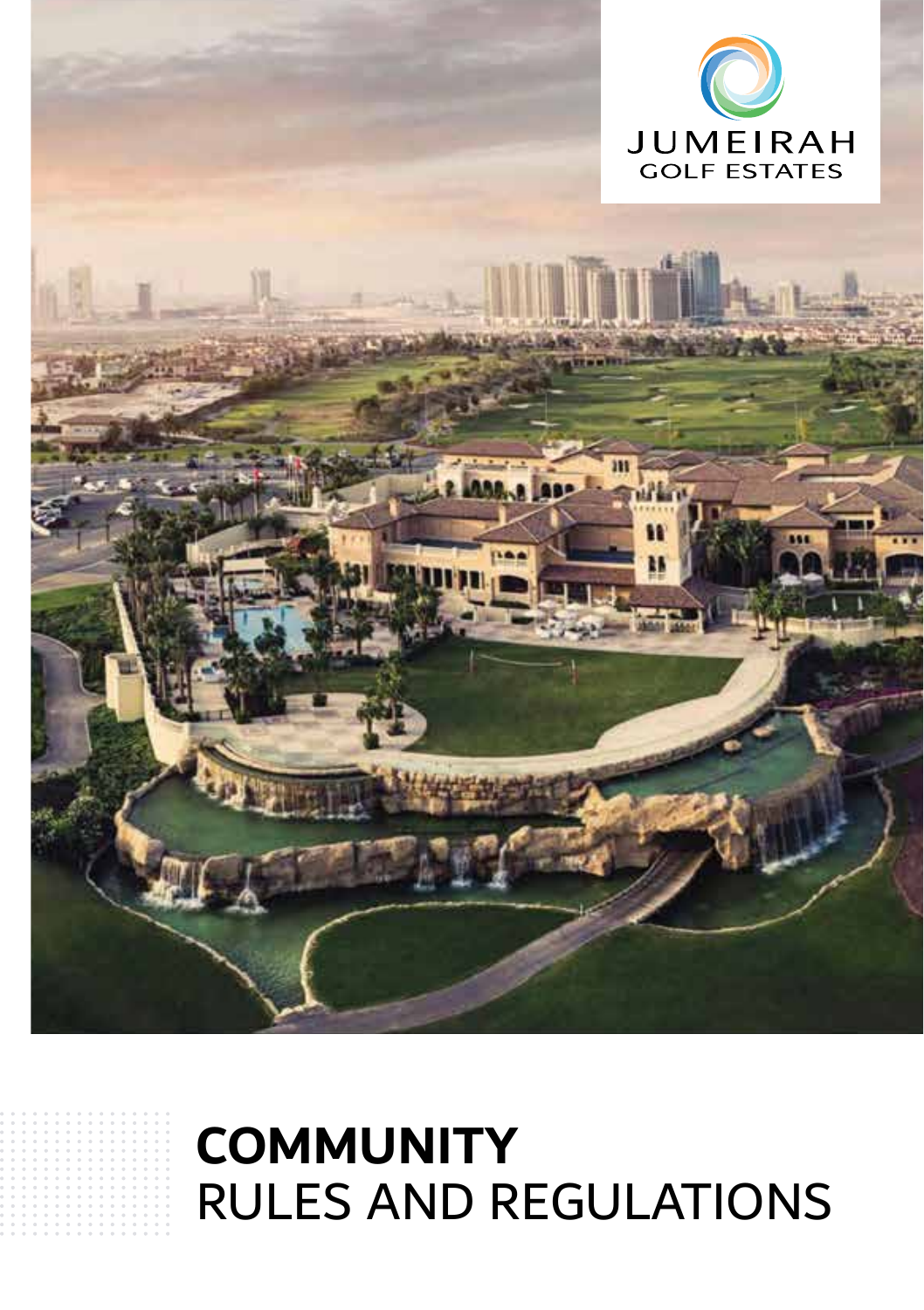JUMEIRAH
GOLF ESTATES

# COMMUNITY
# RULES AND REGULATIONS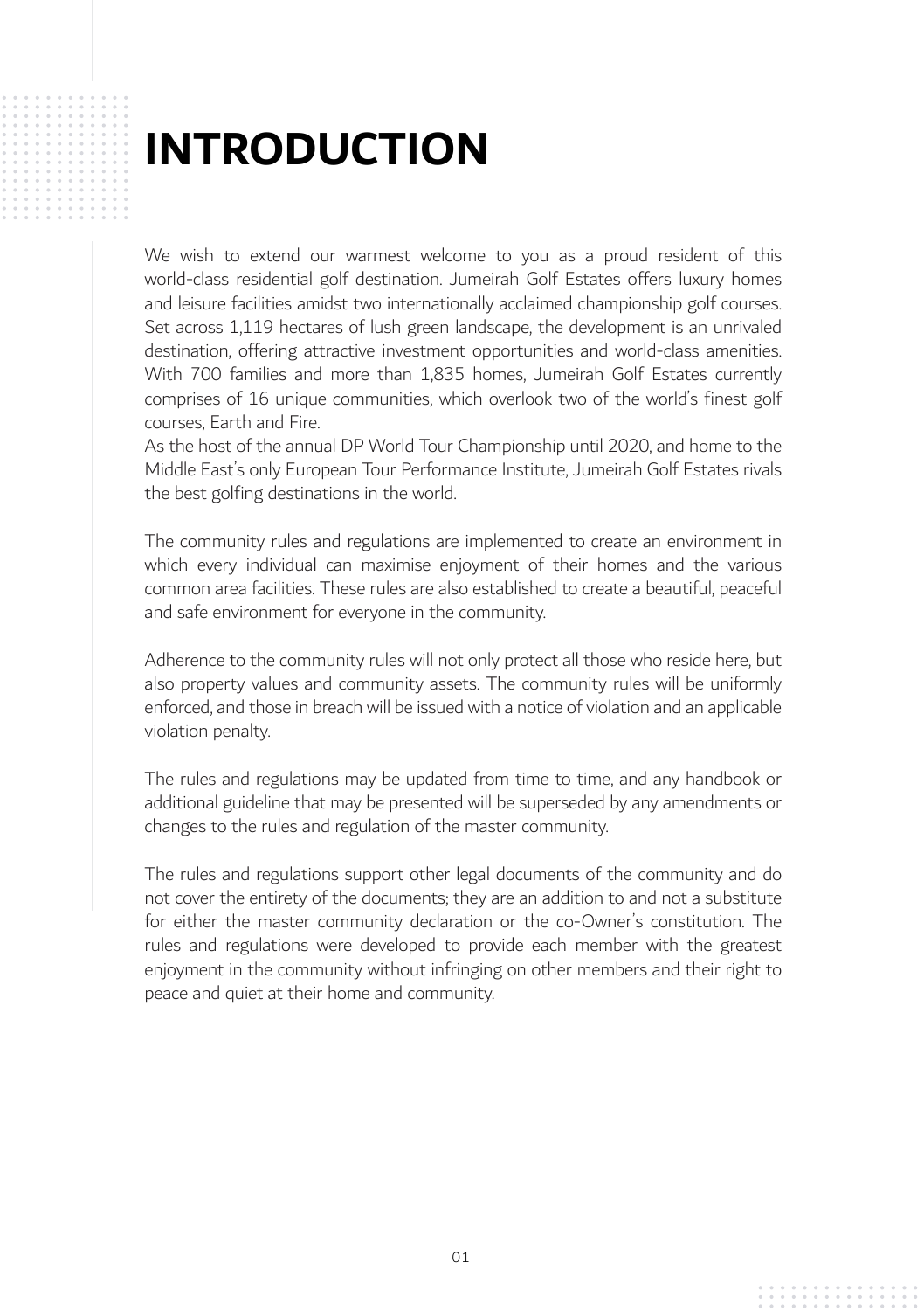# INTRODUCTION

We wish to extend our warmest welcome to you as a proud resident of this world-class residential golf destination. Jumeirah Golf Estates offers luxury homes and leisure facilities amidst two internationally acclaimed championship golf courses. Set across 1,119 hectares of lush green landscape, the development is an unrivaled destination, offering attractive investment opportunities and world-class amenities. With 700 families and more than 1,835 homes, Jumeirah Golf Estates currently comprises of 16 unique communities, which overlook two of the world's finest golf courses, Earth and Fire.
As the host of the annual DP World Tour Championship until 2020, and home to the Middle East's only European Tour Performance Institute, Jumeirah Golf Estates rivals the best golfing destinations in the world.

The community rules and regulations are implemented to create an environment in which every individual can maximise enjoyment of their homes and the various common area facilities. These rules are also established to create a beautiful, peaceful and safe environment for everyone in the community.

Adherence to the community rules will not only protect all those who reside here, but also property values and community assets. The community rules will be uniformly enforced, and those in breach will be issued with a notice of violation and an applicable violation penalty.

The rules and regulations may be updated from time to time, and any handbook or additional guideline that may be presented will be superseded by any amendments or changes to the rules and regulation of the master community.

The rules and regulations support other legal documents of the community and do not cover the entirety of the documents; they are an addition to and not a substitute for either the master community declaration or the co-Owner's constitution. The rules and regulations were developed to provide each member with the greatest enjoyment in the community without infringing on other members and their right to peace and quiet at their home and community.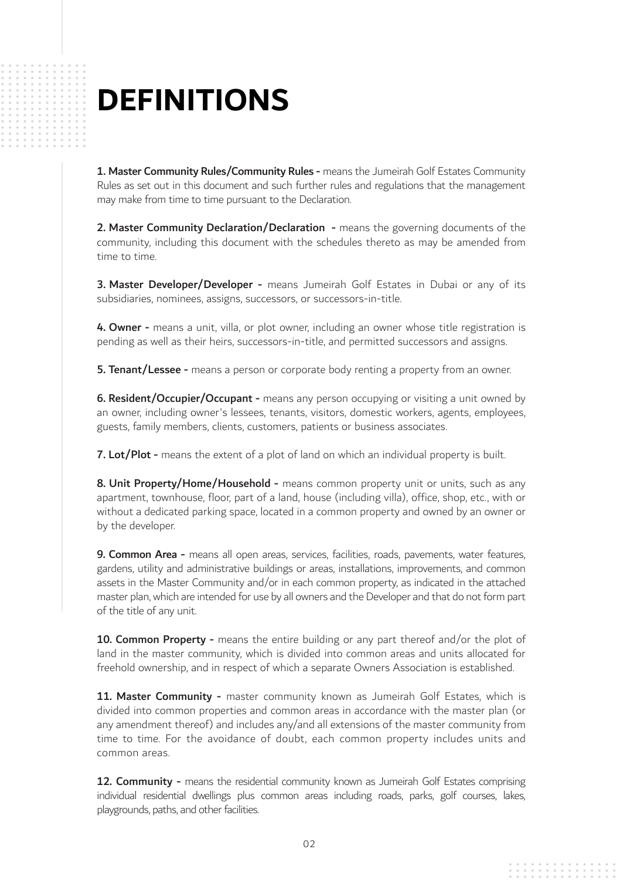# DEFINITIONS

**1. Master Community Rules/Community Rules -** means the Jumeirah Golf Estates Community Rules as set out in this document and such further rules and regulations that the management may make from time to time pursuant to the Declaration.

**2. Master Community Declaration/Declaration -** means the governing documents of the community, including this document with the schedules thereto as may be amended from time to time.

**3. Master Developer/Developer -** means Jumeirah Golf Estates in Dubai or any of its subsidiaries, nominees, assigns, successors, or successors-in-title.

**4. Owner -** means a unit, villa, or plot owner, including an owner whose title registration is pending as well as their heirs, successors-in-title, and permitted successors and assigns.

**5. Tenant/Lessee -** means a person or corporate body renting a property from an owner.

**6. Resident/Occupier/Occupant -** means any person occupying or visiting a unit owned by an owner, including owner's lessees, tenants, visitors, domestic workers, agents, employees, guests, family members, clients, customers, patients or business associates.

**7. Lot/Plot -** means the extent of a plot of land on which an individual property is built.

**8. Unit Property/Home/Household -** means common property unit or units, such as any apartment, townhouse, floor, part of a land, house (including villa), office, shop, etc., with or without a dedicated parking space, located in a common property and owned by an owner or by the developer.

**9. Common Area -** means all open areas, services, facilities, roads, pavements, water features, gardens, utility and administrative buildings or areas, installations, improvements, and common assets in the Master Community and/or in each common property, as indicated in the attached master plan, which are intended for use by all owners and the Developer and that do not form part of the title of any unit.

**10. Common Property -** means the entire building or any part thereof and/or the plot of land in the master community, which is divided into common areas and units allocated for freehold ownership, and in respect of which a separate Owners Association is established.

**11. Master Community -** master community known as Jumeirah Golf Estates, which is divided into common properties and common areas in accordance with the master plan (or any amendment thereof) and includes any/and all extensions of the master community from time to time. For the avoidance of doubt, each common property includes units and common areas.

**12. Community -** means the residential community known as Jumeirah Golf Estates comprising individual residential dwellings plus common areas including roads, parks, golf courses, lakes, playgrounds, paths, and other facilities.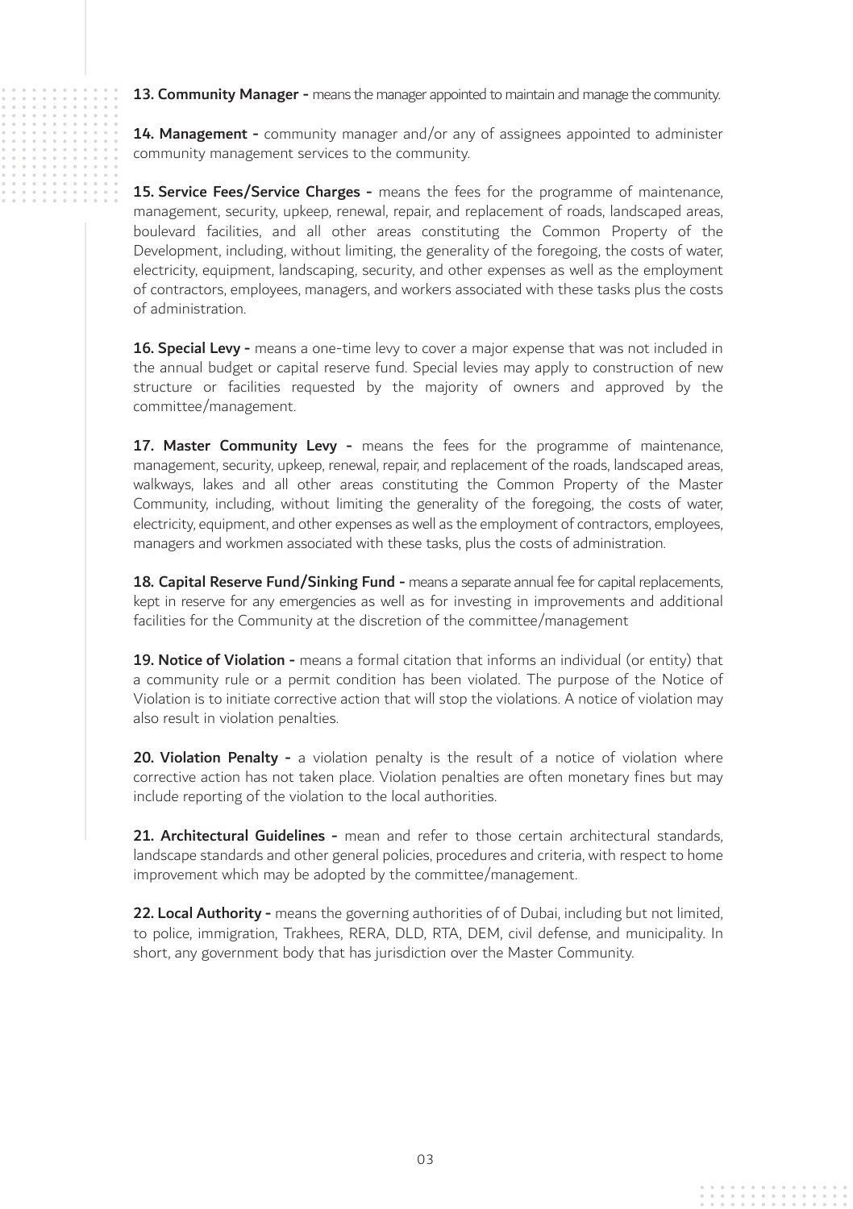**13. Community Manager -** means the manager appointed to maintain and manage the community.

**14. Management -** community manager and/or any of assignees appointed to administer community management services to the community.

**15. Service Fees/Service Charges -** means the fees for the programme of maintenance, management, security, upkeep, renewal, repair, and replacement of roads, landscaped areas, boulevard facilities, and all other areas constituting the Common Property of the Development, including, without limiting, the generality of the foregoing, the costs of water, electricity, equipment, landscaping, security, and other expenses as well as the employment of contractors, employees, managers, and workers associated with these tasks plus the costs of administration.

**16. Special Levy -** means a one-time levy to cover a major expense that was not included in the annual budget or capital reserve fund. Special levies may apply to construction of new structure or facilities requested by the majority of owners and approved by the committee/management.

**17. Master Community Levy -** means the fees for the programme of maintenance, management, security, upkeep, renewal, repair, and replacement of the roads, landscaped areas, walkways, lakes and all other areas constituting the Common Property of the Master Community, including, without limiting the generality of the foregoing, the costs of water, electricity, equipment, and other expenses as well as the employment of contractors, employees, managers and workmen associated with these tasks, plus the costs of administration.

**18. Capital Reserve Fund/Sinking Fund -** means a separate annual fee for capital replacements, kept in reserve for any emergencies as well as for investing in improvements and additional facilities for the Community at the discretion of the committee/management

**19. Notice of Violation -** means a formal citation that informs an individual (or entity) that a community rule or a permit condition has been violated. The purpose of the Notice of Violation is to initiate corrective action that will stop the violations. A notice of violation may also result in violation penalties.

**20. Violation Penalty -** a violation penalty is the result of a notice of violation where corrective action has not taken place. Violation penalties are often monetary fines but may include reporting of the violation to the local authorities.

**21. Architectural Guidelines -** mean and refer to those certain architectural standards, landscape standards and other general policies, procedures and criteria, with respect to home improvement which may be adopted by the committee/management.

**22. Local Authority -** means the governing authorities of of Dubai, including but not limited, to police, immigration, Trakhees, RERA, DLD, RTA, DEM, civil defense, and municipality. In short, any government body that has jurisdiction over the Master Community.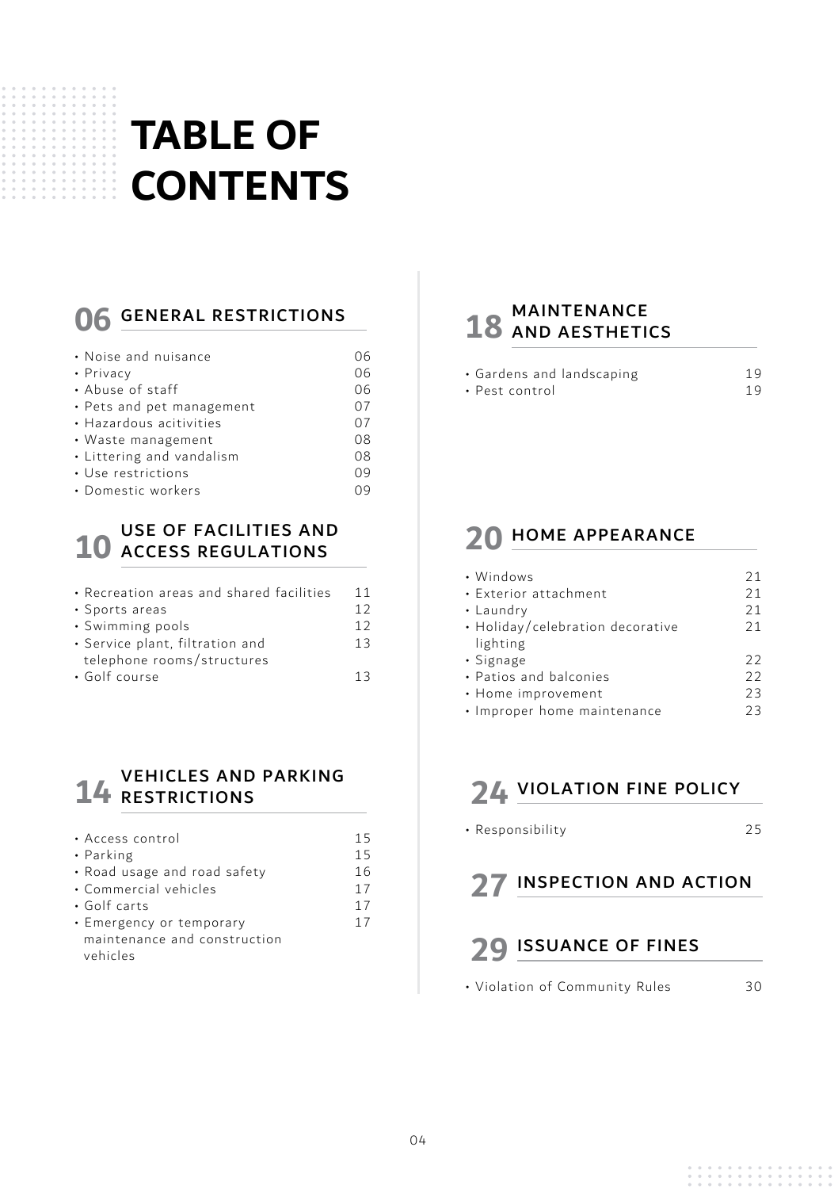# TABLE OF CONTENTS

## 06 GENERAL RESTRICTIONS

| | |
|---|---|
| • Noise and nuisance | 06 |
| • Privacy | 06 |
| • Abuse of staff | 06 |
| • Pets and pet management | 07 |
| • Hazardous acitivities | 07 |
| • Waste management | 08 |
| • Littering and vandalism | 08 |
| • Use restrictions | 09 |
| • Domestic workers | 09 |

## 10 USE OF FACILITIES AND ACCESS REGULATIONS

| | |
|---|---|
| • Recreation areas and shared facilities | 11 |
| • Sports areas | 12 |
| • Swimming pools | 12 |
| • Service plant, filtration and telephone rooms/structures | 13 |
| • Golf course | 13 |

## 14 VEHICLES AND PARKING RESTRICTIONS

| | |
|---|---|
| • Access control | 15 |
| • Parking | 15 |
| • Road usage and road safety | 16 |
| • Commercial vehicles | 17 |
| • Golf carts | 17 |
| • Emergency or temporary maintenance and construction vehicles | 17 |

## 18 MAINTENANCE AND AESTHETICS

| | |
|---|---|
| • Gardens and landscaping | 19 |
| • Pest control | 19 |

## 20 HOME APPEARANCE

| | |
|---|---|
| • Windows | 21 |
| • Exterior attachment | 21 |
| • Laundry | 21 |
| • Holiday/celebration decorative lighting | 21 |
| • Signage | 22 |
| • Patios and balconies | 22 |
| • Home improvement | 23 |
| • Improper home maintenance | 23 |

## 24 VIOLATION FINE POLICY

| | |
|---|---|
| • Responsibility | 25 |

## 27 INSPECTION AND ACTION

## 29 ISSUANCE OF FINES

| | |
|---|---|
| • Violation of Community Rules | 30 |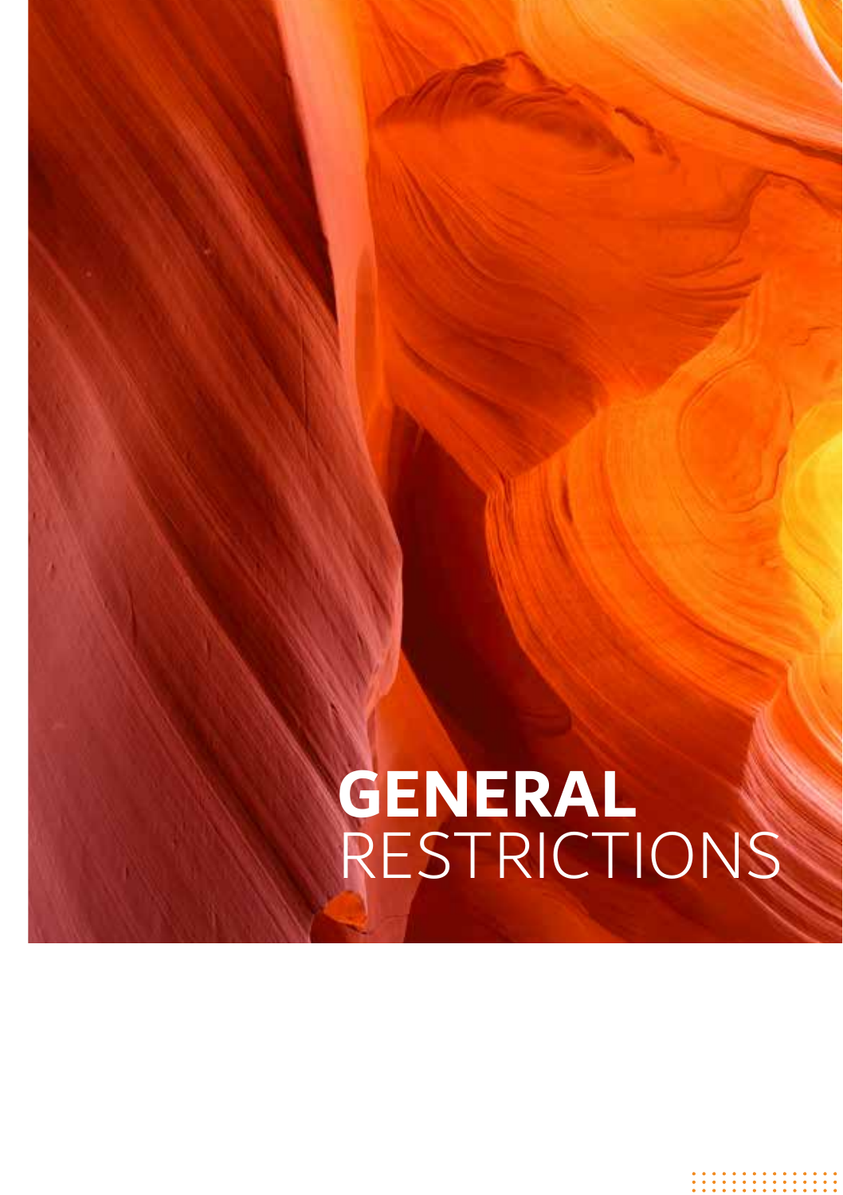# **GENERAL** RESTRICTIONS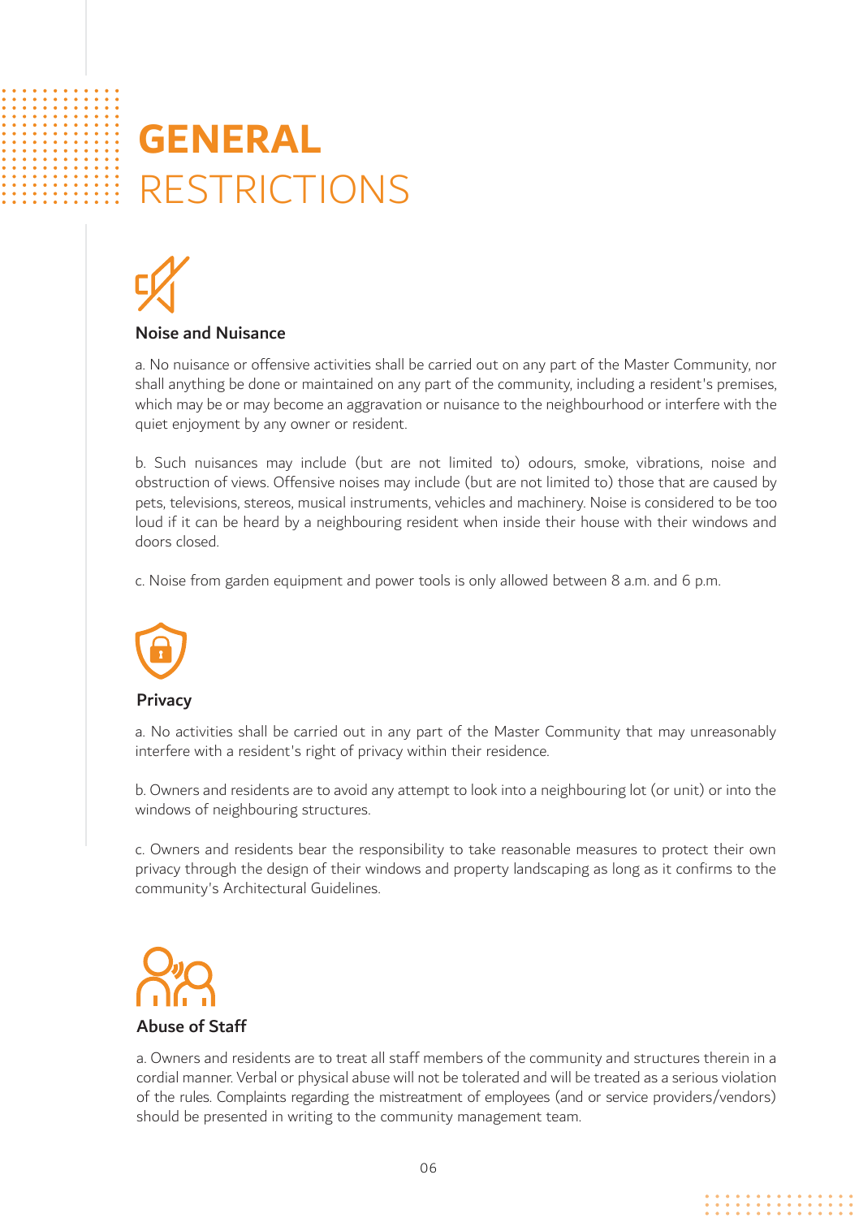# GENERAL RESTRICTIONS

### Noise and Nuisance

a. No nuisance or offensive activities shall be carried out on any part of the Master Community, nor shall anything be done or maintained on any part of the community, including a resident's premises, which may be or may become an aggravation or nuisance to the neighbourhood or interfere with the quiet enjoyment by any owner or resident.

b. Such nuisances may include (but are not limited to) odours, smoke, vibrations, noise and obstruction of views. Offensive noises may include (but are not limited to) those that are caused by pets, televisions, stereos, musical instruments, vehicles and machinery. Noise is considered to be too loud if it can be heard by a neighbouring resident when inside their house with their windows and doors closed.

c. Noise from garden equipment and power tools is only allowed between 8 a.m. and 6 p.m.

### Privacy

a. No activities shall be carried out in any part of the Master Community that may unreasonably interfere with a resident's right of privacy within their residence.

b. Owners and residents are to avoid any attempt to look into a neighbouring lot (or unit) or into the windows of neighbouring structures.

c. Owners and residents bear the responsibility to take reasonable measures to protect their own privacy through the design of their windows and property landscaping as long as it confirms to the community's Architectural Guidelines.

### Abuse of Staff

a. Owners and residents are to treat all staff members of the community and structures therein in a cordial manner. Verbal or physical abuse will not be tolerated and will be treated as a serious violation of the rules. Complaints regarding the mistreatment of employees (and or service providers/vendors) should be presented in writing to the community management team.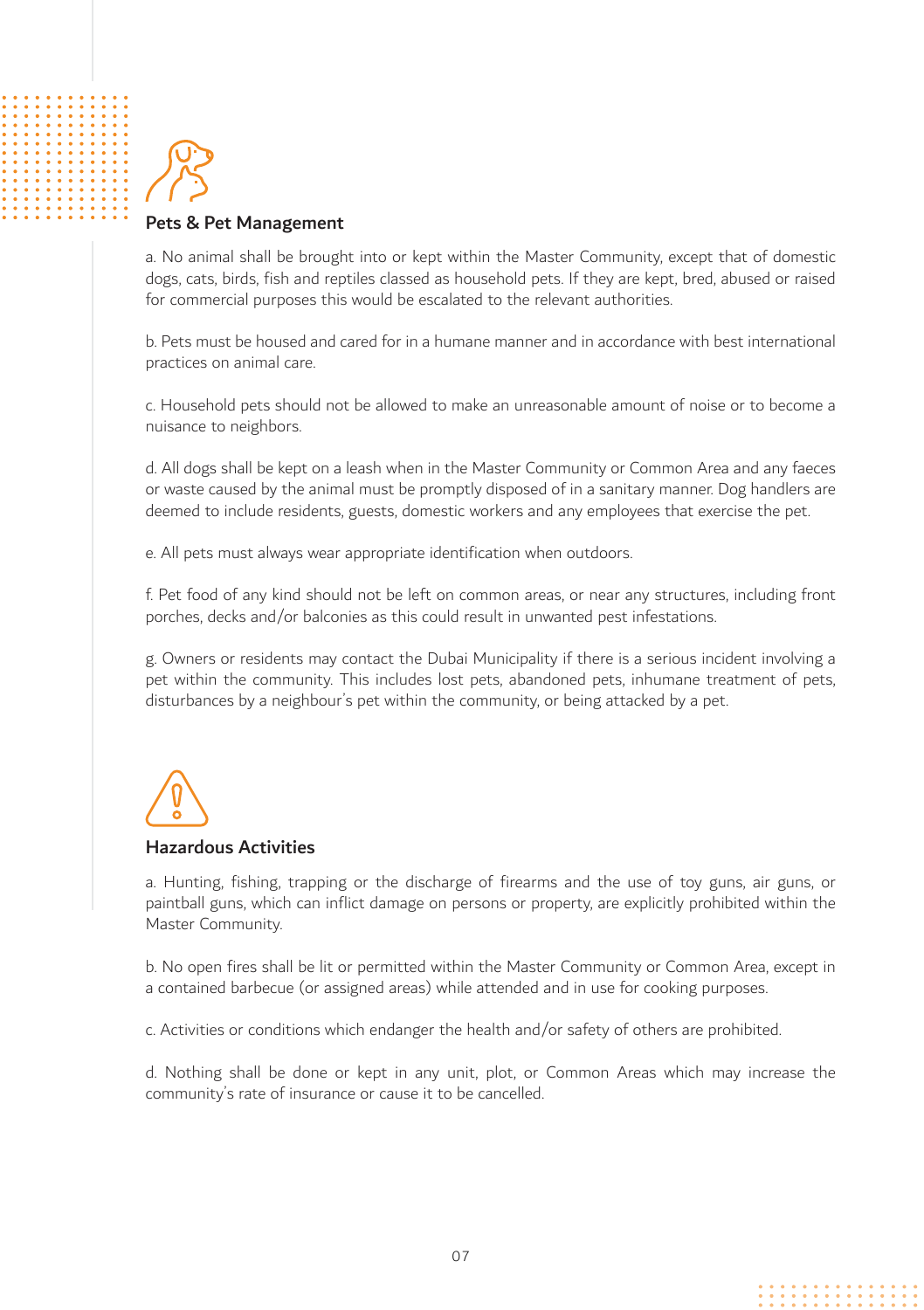## Pets & Pet Management

a. No animal shall be brought into or kept within the Master Community, except that of domestic dogs, cats, birds, fish and reptiles classed as household pets. If they are kept, bred, abused or raised for commercial purposes this would be escalated to the relevant authorities.

b. Pets must be housed and cared for in a humane manner and in accordance with best international practices on animal care.

c. Household pets should not be allowed to make an unreasonable amount of noise or to become a nuisance to neighbors.

d. All dogs shall be kept on a leash when in the Master Community or Common Area and any faeces or waste caused by the animal must be promptly disposed of in a sanitary manner. Dog handlers are deemed to include residents, guests, domestic workers and any employees that exercise the pet.

e. All pets must always wear appropriate identification when outdoors.

f. Pet food of any kind should not be left on common areas, or near any structures, including front porches, decks and/or balconies as this could result in unwanted pest infestations.

g. Owners or residents may contact the Dubai Municipality if there is a serious incident involving a pet within the community. This includes lost pets, abandoned pets, inhumane treatment of pets, disturbances by a neighbour's pet within the community, or being attacked by a pet.

## Hazardous Activities

a. Hunting, fishing, trapping or the discharge of firearms and the use of toy guns, air guns, or paintball guns, which can inflict damage on persons or property, are explicitly prohibited within the Master Community.

b. No open fires shall be lit or permitted within the Master Community or Common Area, except in a contained barbecue (or assigned areas) while attended and in use for cooking purposes.

c. Activities or conditions which endanger the health and/or safety of others are prohibited.

d. Nothing shall be done or kept in any unit, plot, or Common Areas which may increase the community's rate of insurance or cause it to be cancelled.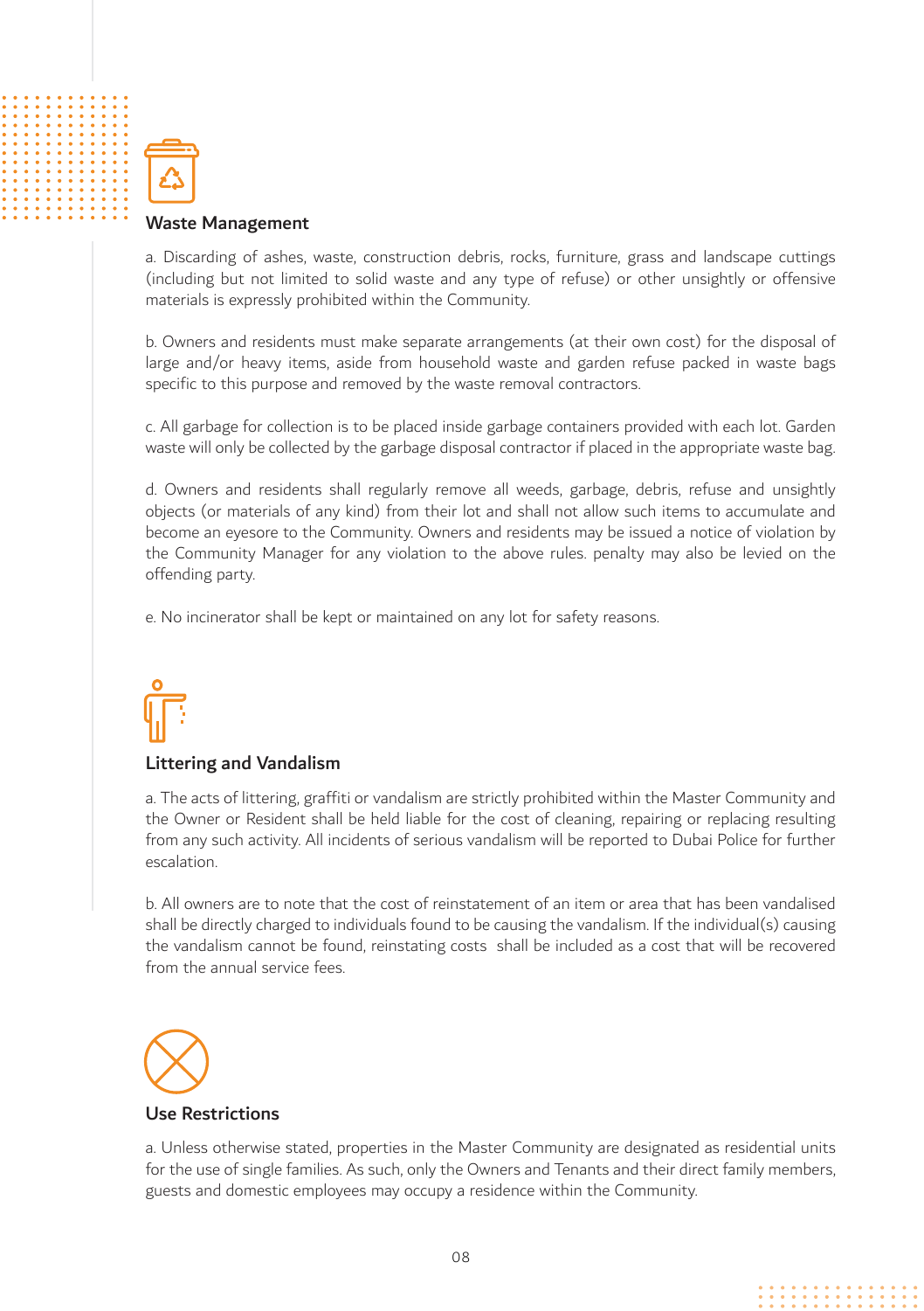## Waste Management

a. Discarding of ashes, waste, construction debris, rocks, furniture, grass and landscape cuttings (including but not limited to solid waste and any type of refuse) or other unsightly or offensive materials is expressly prohibited within the Community.

b. Owners and residents must make separate arrangements (at their own cost) for the disposal of large and/or heavy items, aside from household waste and garden refuse packed in waste bags specific to this purpose and removed by the waste removal contractors.

c. All garbage for collection is to be placed inside garbage containers provided with each lot. Garden waste will only be collected by the garbage disposal contractor if placed in the appropriate waste bag.

d. Owners and residents shall regularly remove all weeds, garbage, debris, refuse and unsightly objects (or materials of any kind) from their lot and shall not allow such items to accumulate and become an eyesore to the Community. Owners and residents may be issued a notice of violation by the Community Manager for any violation to the above rules. penalty may also be levied on the offending party.

e. No incinerator shall be kept or maintained on any lot for safety reasons.

## Littering and Vandalism

a. The acts of littering, graffiti or vandalism are strictly prohibited within the Master Community and the Owner or Resident shall be held liable for the cost of cleaning, repairing or replacing resulting from any such activity. All incidents of serious vandalism will be reported to Dubai Police for further escalation.

b. All owners are to note that the cost of reinstatement of an item or area that has been vandalised shall be directly charged to individuals found to be causing the vandalism. If the individual(s) causing the vandalism cannot be found, reinstating costs shall be included as a cost that will be recovered from the annual service fees.

## Use Restrictions

a. Unless otherwise stated, properties in the Master Community are designated as residential units for the use of single families. As such, only the Owners and Tenants and their direct family members, guests and domestic employees may occupy a residence within the Community.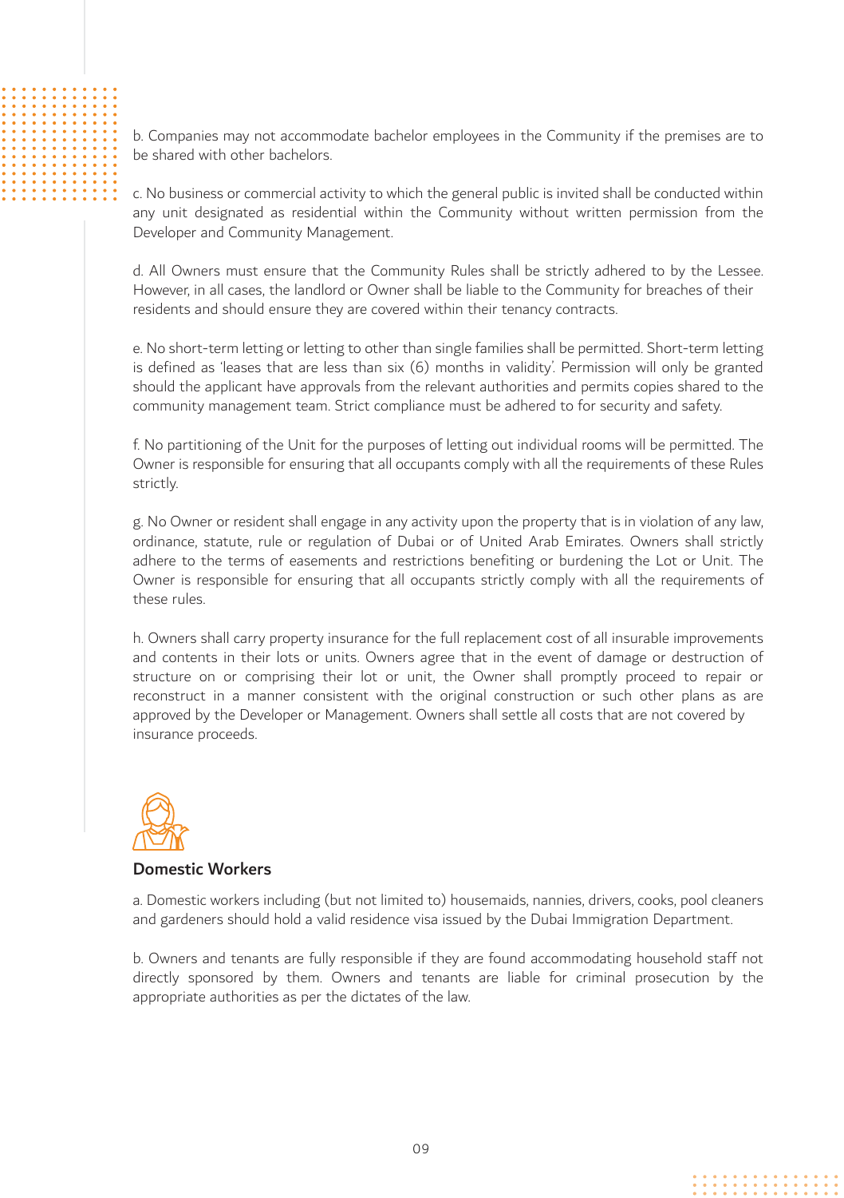b. Companies may not accommodate bachelor employees in the Community if the premises are to be shared with other bachelors.

c. No business or commercial activity to which the general public is invited shall be conducted within any unit designated as residential within the Community without written permission from the Developer and Community Management.

d. All Owners must ensure that the Community Rules shall be strictly adhered to by the Lessee. However, in all cases, the landlord or Owner shall be liable to the Community for breaches of their residents and should ensure they are covered within their tenancy contracts.

e. No short-term letting or letting to other than single families shall be permitted. Short-term letting is defined as 'leases that are less than six (6) months in validity'. Permission will only be granted should the applicant have approvals from the relevant authorities and permits copies shared to the community management team. Strict compliance must be adhered to for security and safety.

f. No partitioning of the Unit for the purposes of letting out individual rooms will be permitted. The Owner is responsible for ensuring that all occupants comply with all the requirements of these Rules strictly.

g. No Owner or resident shall engage in any activity upon the property that is in violation of any law, ordinance, statute, rule or regulation of Dubai or of United Arab Emirates. Owners shall strictly adhere to the terms of easements and restrictions benefiting or burdening the Lot or Unit. The Owner is responsible for ensuring that all occupants strictly comply with all the requirements of these rules.

h. Owners shall carry property insurance for the full replacement cost of all insurable improvements and contents in their lots or units. Owners agree that in the event of damage or destruction of structure on or comprising their lot or unit, the Owner shall promptly proceed to repair or reconstruct in a manner consistent with the original construction or such other plans as are approved by the Developer or Management. Owners shall settle all costs that are not covered by insurance proceeds.

## Domestic Workers

a. Domestic workers including (but not limited to) housemaids, nannies, drivers, cooks, pool cleaners and gardeners should hold a valid residence visa issued by the Dubai Immigration Department.

b. Owners and tenants are fully responsible if they are found accommodating household staff not directly sponsored by them. Owners and tenants are liable for criminal prosecution by the appropriate authorities as per the dictates of the law.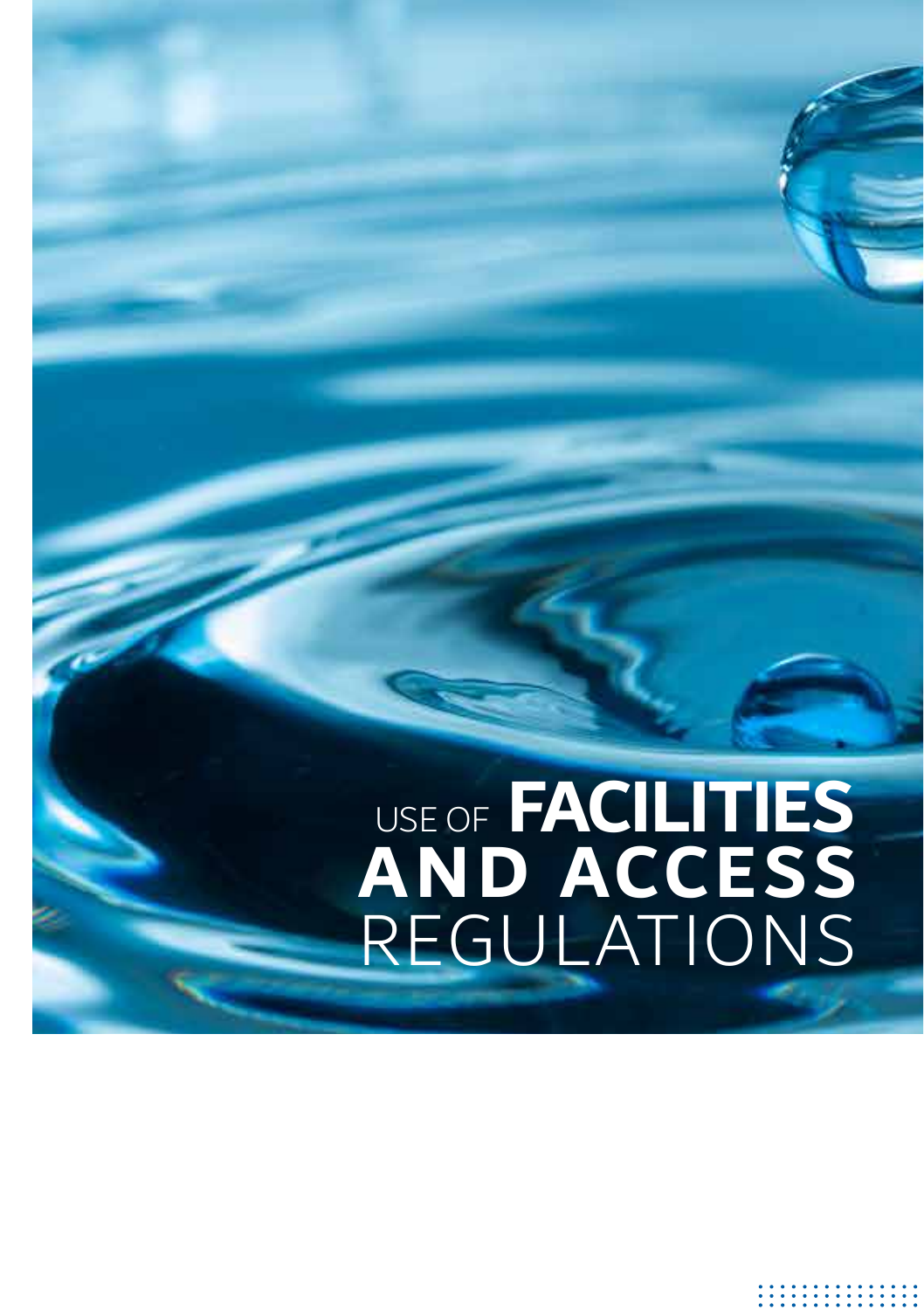# USE OF FACILITIES AND ACCESS REGULATIONS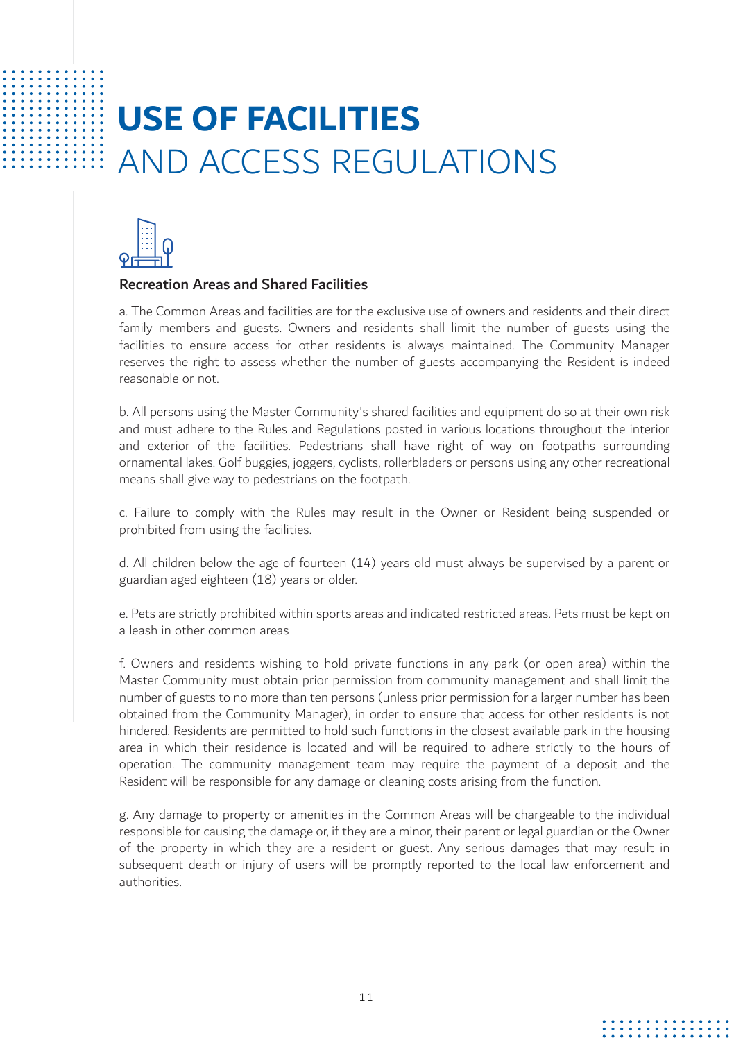# USE OF FACILITIES AND ACCESS REGULATIONS

### Recreation Areas and Shared Facilities

a. The Common Areas and facilities are for the exclusive use of owners and residents and their direct family members and guests. Owners and residents shall limit the number of guests using the facilities to ensure access for other residents is always maintained. The Community Manager reserves the right to assess whether the number of guests accompanying the Resident is indeed reasonable or not.

b. All persons using the Master Community's shared facilities and equipment do so at their own risk and must adhere to the Rules and Regulations posted in various locations throughout the interior and exterior of the facilities. Pedestrians shall have right of way on footpaths surrounding ornamental lakes. Golf buggies, joggers, cyclists, rollerbladers or persons using any other recreational means shall give way to pedestrians on the footpath.

c. Failure to comply with the Rules may result in the Owner or Resident being suspended or prohibited from using the facilities.

d. All children below the age of fourteen (14) years old must always be supervised by a parent or guardian aged eighteen (18) years or older.

e. Pets are strictly prohibited within sports areas and indicated restricted areas. Pets must be kept on a leash in other common areas

f. Owners and residents wishing to hold private functions in any park (or open area) within the Master Community must obtain prior permission from community management and shall limit the number of guests to no more than ten persons (unless prior permission for a larger number has been obtained from the Community Manager), in order to ensure that access for other residents is not hindered. Residents are permitted to hold such functions in the closest available park in the housing area in which their residence is located and will be required to adhere strictly to the hours of operation. The community management team may require the payment of a deposit and the Resident will be responsible for any damage or cleaning costs arising from the function.

g. Any damage to property or amenities in the Common Areas will be chargeable to the individual responsible for causing the damage or, if they are a minor, their parent or legal guardian or the Owner of the property in which they are a resident or guest. Any serious damages that may result in subsequent death or injury of users will be promptly reported to the local law enforcement and authorities.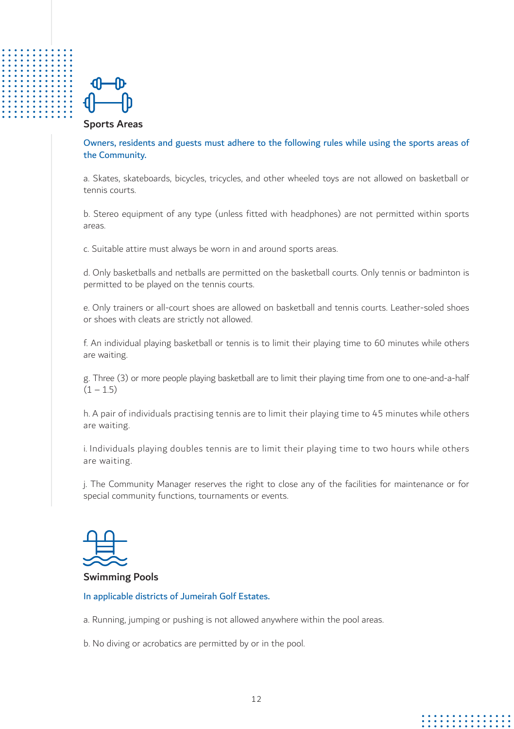## Sports Areas

Owners, residents and guests must adhere to the following rules while using the sports areas of the Community.

a. Skates, skateboards, bicycles, tricycles, and other wheeled toys are not allowed on basketball or tennis courts.

b. Stereo equipment of any type (unless fitted with headphones) are not permitted within sports areas.

c. Suitable attire must always be worn in and around sports areas.

d. Only basketballs and netballs are permitted on the basketball courts. Only tennis or badminton is permitted to be played on the tennis courts.

e. Only trainers or all-court shoes are allowed on basketball and tennis courts. Leather-soled shoes or shoes with cleats are strictly not allowed.

f. An individual playing basketball or tennis is to limit their playing time to 60 minutes while others are waiting.

g. Three (3) or more people playing basketball are to limit their playing time from one to one-and-a-half (1 – 1.5)

h. A pair of individuals practising tennis are to limit their playing time to 45 minutes while others are waiting.

i. Individuals playing doubles tennis are to limit their playing time to two hours while others are waiting.

j. The Community Manager reserves the right to close any of the facilities for maintenance or for special community functions, tournaments or events.

## Swimming Pools

In applicable districts of Jumeirah Golf Estates.

a. Running, jumping or pushing is not allowed anywhere within the pool areas.

b. No diving or acrobatics are permitted by or in the pool.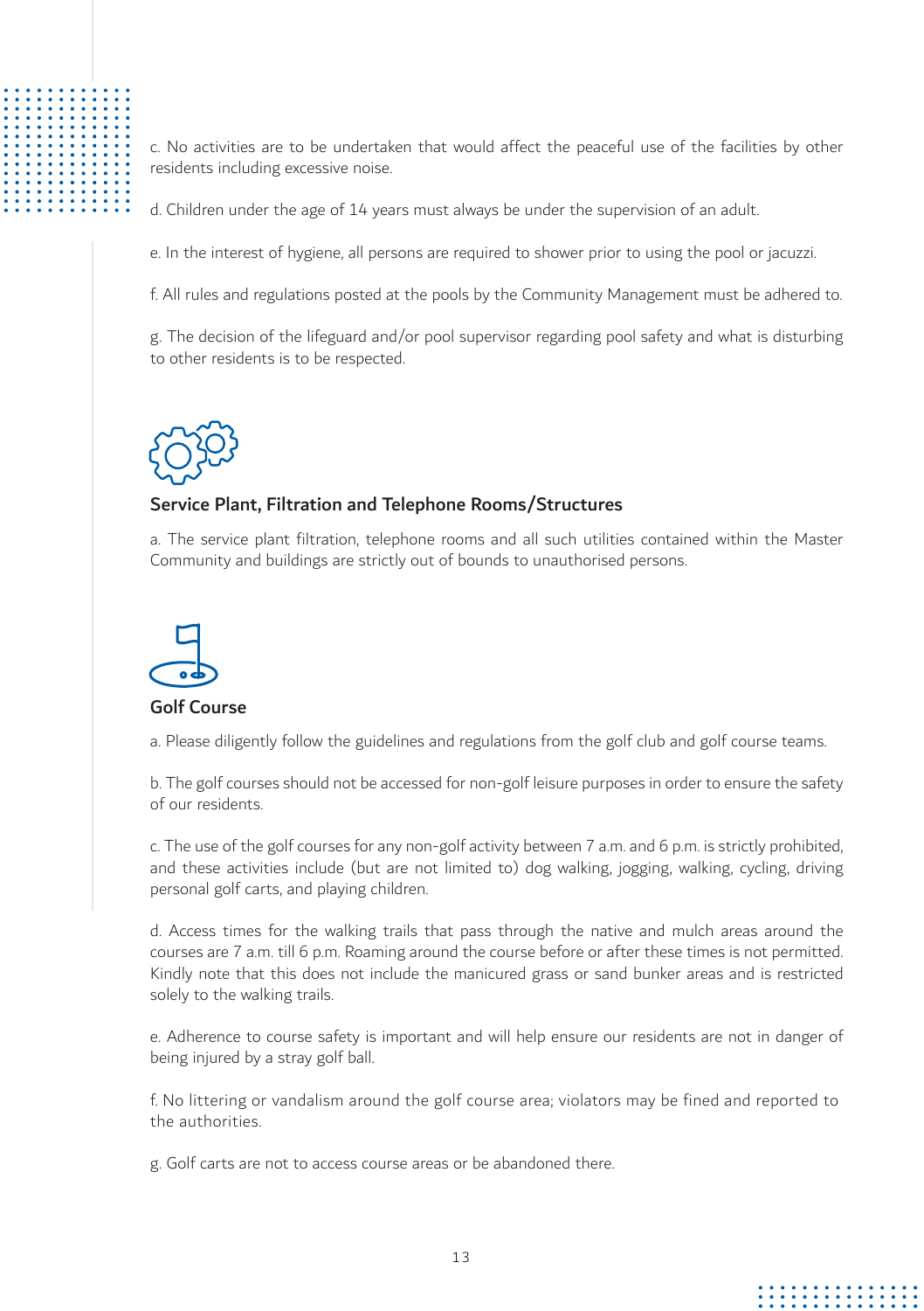c. No activities are to be undertaken that would affect the peaceful use of the facilities by other residents including excessive noise.

d. Children under the age of 14 years must always be under the supervision of an adult.

e. In the interest of hygiene, all persons are required to shower prior to using the pool or jacuzzi.

f. All rules and regulations posted at the pools by the Community Management must be adhered to.

g. The decision of the lifeguard and/or pool supervisor regarding pool safety and what is disturbing to other residents is to be respected.

### Service Plant, Filtration and Telephone Rooms/Structures

a. The service plant filtration, telephone rooms and all such utilities contained within the Master Community and buildings are strictly out of bounds to unauthorised persons.

### Golf Course

a. Please diligently follow the guidelines and regulations from the golf club and golf course teams.

b. The golf courses should not be accessed for non-golf leisure purposes in order to ensure the safety of our residents.

c. The use of the golf courses for any non-golf activity between 7 a.m. and 6 p.m. is strictly prohibited, and these activities include (but are not limited to) dog walking, jogging, walking, cycling, driving personal golf carts, and playing children.

d. Access times for the walking trails that pass through the native and mulch areas around the courses are 7 a.m. till 6 p.m. Roaming around the course before or after these times is not permitted. Kindly note that this does not include the manicured grass or sand bunker areas and is restricted solely to the walking trails.

e. Adherence to course safety is important and will help ensure our residents are not in danger of being injured by a stray golf ball.

f. No littering or vandalism around the golf course area; violators may be fined and reported to the authorities.

g. Golf carts are not to access course areas or be abandoned there.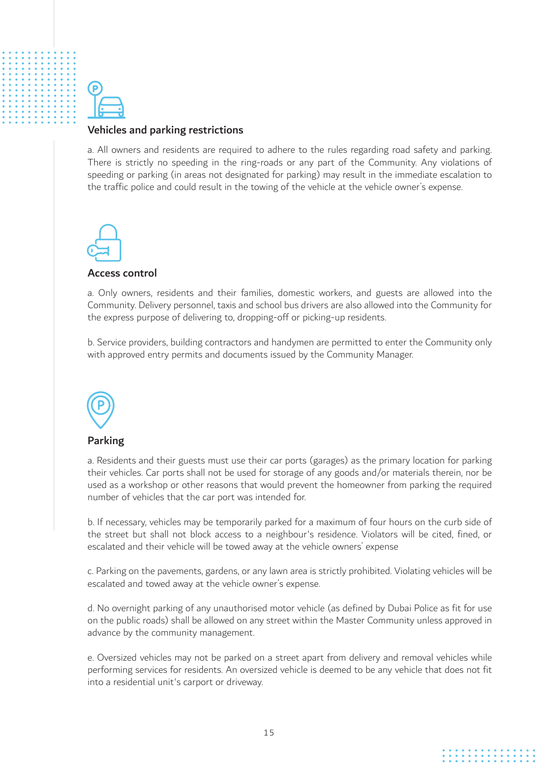## Vehicles and parking restrictions

a. All owners and residents are required to adhere to the rules regarding road safety and parking. There is strictly no speeding in the ring-roads or any part of the Community. Any violations of speeding or parking (in areas not designated for parking) may result in the immediate escalation to the traffic police and could result in the towing of the vehicle at the vehicle owner's expense.

## Access control

a. Only owners, residents and their families, domestic workers, and guests are allowed into the Community. Delivery personnel, taxis and school bus drivers are also allowed into the Community for the express purpose of delivering to, dropping-off or picking-up residents.

b. Service providers, building contractors and handymen are permitted to enter the Community only with approved entry permits and documents issued by the Community Manager.

## Parking

a. Residents and their guests must use their car ports (garages) as the primary location for parking their vehicles. Car ports shall not be used for storage of any goods and/or materials therein, nor be used as a workshop or other reasons that would prevent the homeowner from parking the required number of vehicles that the car port was intended for.

b. If necessary, vehicles may be temporarily parked for a maximum of four hours on the curb side of the street but shall not block access to a neighbour's residence. Violators will be cited, fined, or escalated and their vehicle will be towed away at the vehicle owners' expense

c. Parking on the pavements, gardens, or any lawn area is strictly prohibited. Violating vehicles will be escalated and towed away at the vehicle owner's expense.

d. No overnight parking of any unauthorised motor vehicle (as defined by Dubai Police as fit for use on the public roads) shall be allowed on any street within the Master Community unless approved in advance by the community management.

e. Oversized vehicles may not be parked on a street apart from delivery and removal vehicles while performing services for residents. An oversized vehicle is deemed to be any vehicle that does not fit into a residential unit's carport or driveway.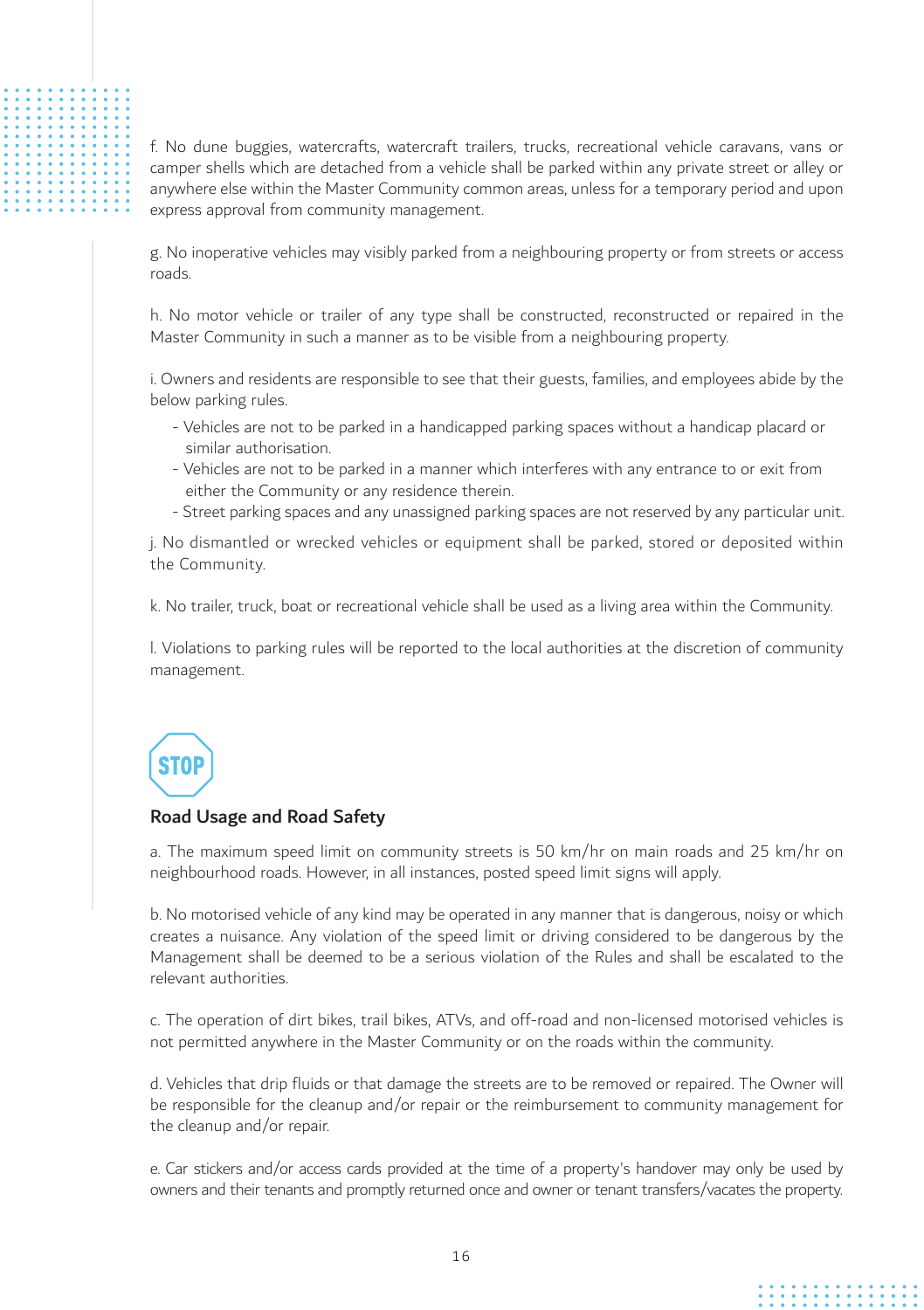f. No dune buggies, watercrafts, watercraft trailers, trucks, recreational vehicle caravans, vans or camper shells which are detached from a vehicle shall be parked within any private street or alley or anywhere else within the Master Community common areas, unless for a temporary period and upon express approval from community management.

g. No inoperative vehicles may visibly parked from a neighbouring property or from streets or access roads.

h. No motor vehicle or trailer of any type shall be constructed, reconstructed or repaired in the Master Community in such a manner as to be visible from a neighbouring property.

i. Owners and residents are responsible to see that their guests, families, and employees abide by the below parking rules.

- Vehicles are not to be parked in a handicapped parking spaces without a handicap placard or similar authorisation.
- Vehicles are not to be parked in a manner which interferes with any entrance to or exit from either the Community or any residence therein.
- Street parking spaces and any unassigned parking spaces are not reserved by any particular unit.

j. No dismantled or wrecked vehicles or equipment shall be parked, stored or deposited within the Community.

k. No trailer, truck, boat or recreational vehicle shall be used as a living area within the Community.

l. Violations to parking rules will be reported to the local authorities at the discretion of community management.

## Road Usage and Road Safety

a. The maximum speed limit on community streets is 50 km/hr on main roads and 25 km/hr on neighbourhood roads. However, in all instances, posted speed limit signs will apply.

b. No motorised vehicle of any kind may be operated in any manner that is dangerous, noisy or which creates a nuisance. Any violation of the speed limit or driving considered to be dangerous by the Management shall be deemed to be a serious violation of the Rules and shall be escalated to the relevant authorities.

c. The operation of dirt bikes, trail bikes, ATVs, and off-road and non-licensed motorised vehicles is not permitted anywhere in the Master Community or on the roads within the community.

d. Vehicles that drip fluids or that damage the streets are to be removed or repaired. The Owner will be responsible for the cleanup and/or repair or the reimbursement to community management for the cleanup and/or repair.

e. Car stickers and/or access cards provided at the time of a property's handover may only be used by owners and their tenants and promptly returned once and owner or tenant transfers/vacates the property.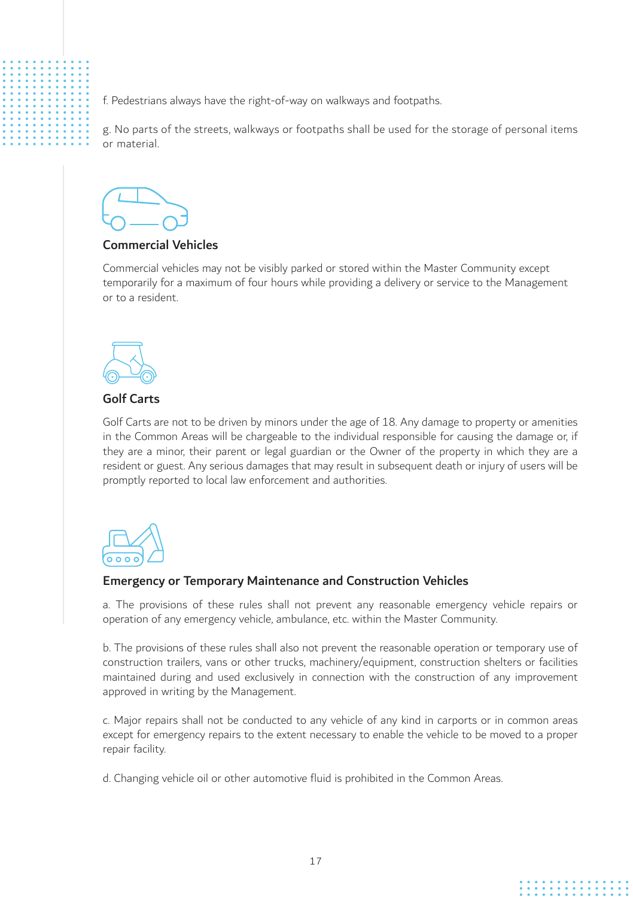f. Pedestrians always have the right-of-way on walkways and footpaths.

g. No parts of the streets, walkways or footpaths shall be used for the storage of personal items or material.

## Commercial Vehicles

Commercial vehicles may not be visibly parked or stored within the Master Community except temporarily for a maximum of four hours while providing a delivery or service to the Management or to a resident.

## Golf Carts

Golf Carts are not to be driven by minors under the age of 18. Any damage to property or amenities in the Common Areas will be chargeable to the individual responsible for causing the damage or, if they are a minor, their parent or legal guardian or the Owner of the property in which they are a resident or guest. Any serious damages that may result in subsequent death or injury of users will be promptly reported to local law enforcement and authorities.

## Emergency or Temporary Maintenance and Construction Vehicles

a. The provisions of these rules shall not prevent any reasonable emergency vehicle repairs or operation of any emergency vehicle, ambulance, etc. within the Master Community.

b. The provisions of these rules shall also not prevent the reasonable operation or temporary use of construction trailers, vans or other trucks, machinery/equipment, construction shelters or facilities maintained during and used exclusively in connection with the construction of any improvement approved in writing by the Management.

c. Major repairs shall not be conducted to any vehicle of any kind in carports or in common areas except for emergency repairs to the extent necessary to enable the vehicle to be moved to a proper repair facility.

d. Changing vehicle oil or other automotive fluid is prohibited in the Common Areas.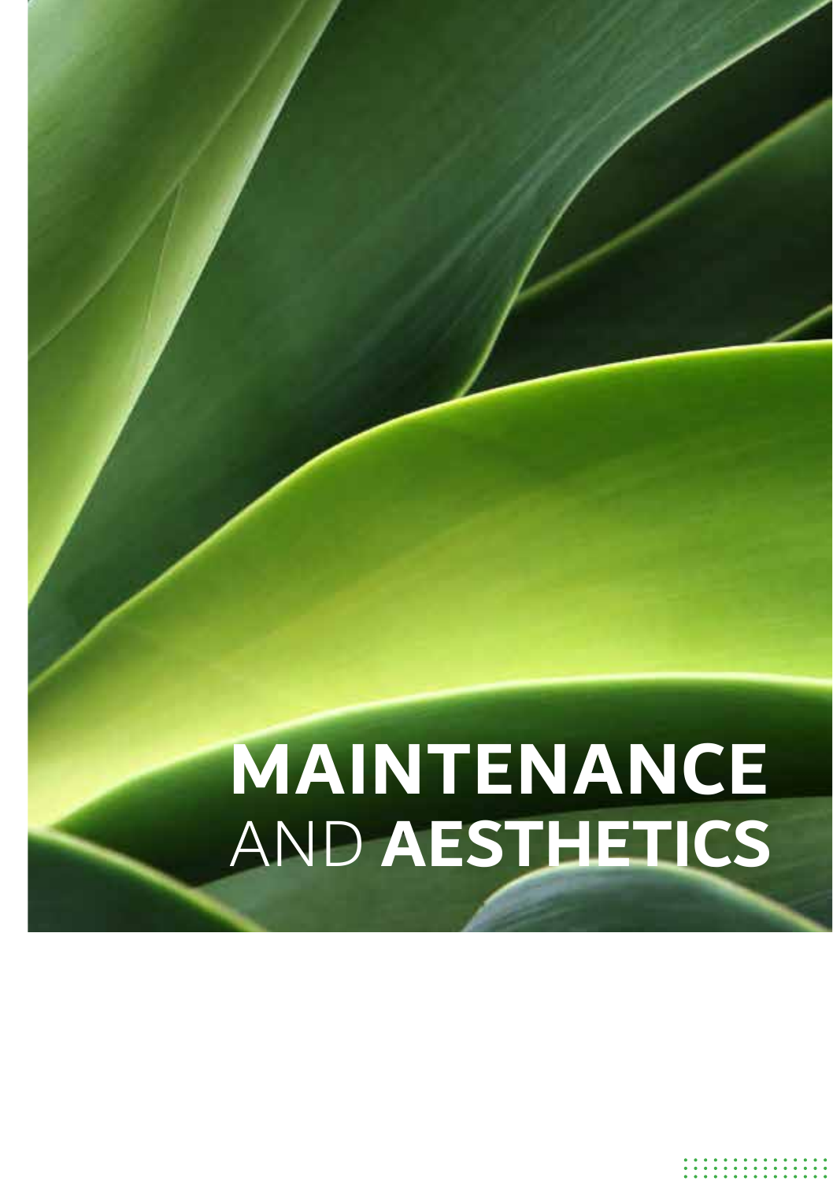# MAINTENANCE AND AESTHETICS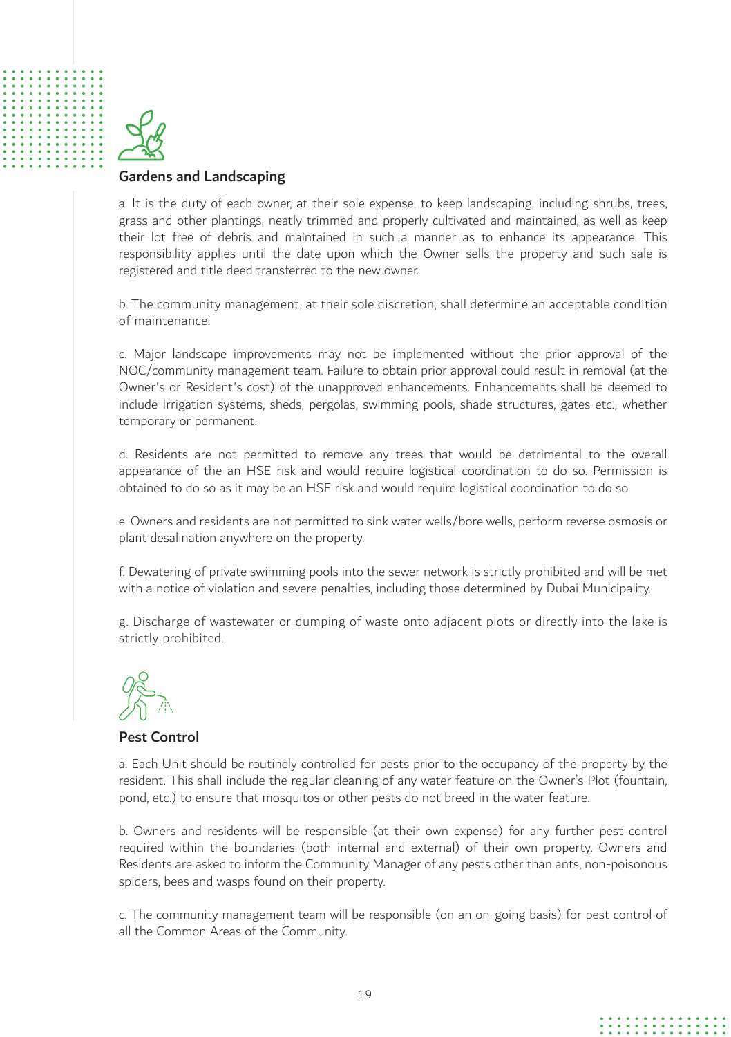## Gardens and Landscaping

a. It is the duty of each owner, at their sole expense, to keep landscaping, including shrubs, trees, grass and other plantings, neatly trimmed and properly cultivated and maintained, as well as keep their lot free of debris and maintained in such a manner as to enhance its appearance. This responsibility applies until the date upon which the Owner sells the property and such sale is registered and title deed transferred to the new owner.

b. The community management, at their sole discretion, shall determine an acceptable condition of maintenance.

c. Major landscape improvements may not be implemented without the prior approval of the NOC/community management team. Failure to obtain prior approval could result in removal (at the Owner's or Resident's cost) of the unapproved enhancements. Enhancements shall be deemed to include Irrigation systems, sheds, pergolas, swimming pools, shade structures, gates etc., whether temporary or permanent.

d. Residents are not permitted to remove any trees that would be detrimental to the overall appearance of the an HSE risk and would require logistical coordination to do so. Permission is obtained to do so as it may be an HSE risk and would require logistical coordination to do so.

e. Owners and residents are not permitted to sink water wells/bore wells, perform reverse osmosis or plant desalination anywhere on the property.

f. Dewatering of private swimming pools into the sewer network is strictly prohibited and will be met with a notice of violation and severe penalties, including those determined by Dubai Municipality.

g. Discharge of wastewater or dumping of waste onto adjacent plots or directly into the lake is strictly prohibited.

## Pest Control

a. Each Unit should be routinely controlled for pests prior to the occupancy of the property by the resident. This shall include the regular cleaning of any water feature on the Owner's Plot (fountain, pond, etc.) to ensure that mosquitos or other pests do not breed in the water feature.

b. Owners and residents will be responsible (at their own expense) for any further pest control required within the boundaries (both internal and external) of their own property. Owners and Residents are asked to inform the Community Manager of any pests other than ants, non-poisonous spiders, bees and wasps found on their property.

c. The community management team will be responsible (on an on-going basis) for pest control of all the Common Areas of the Community.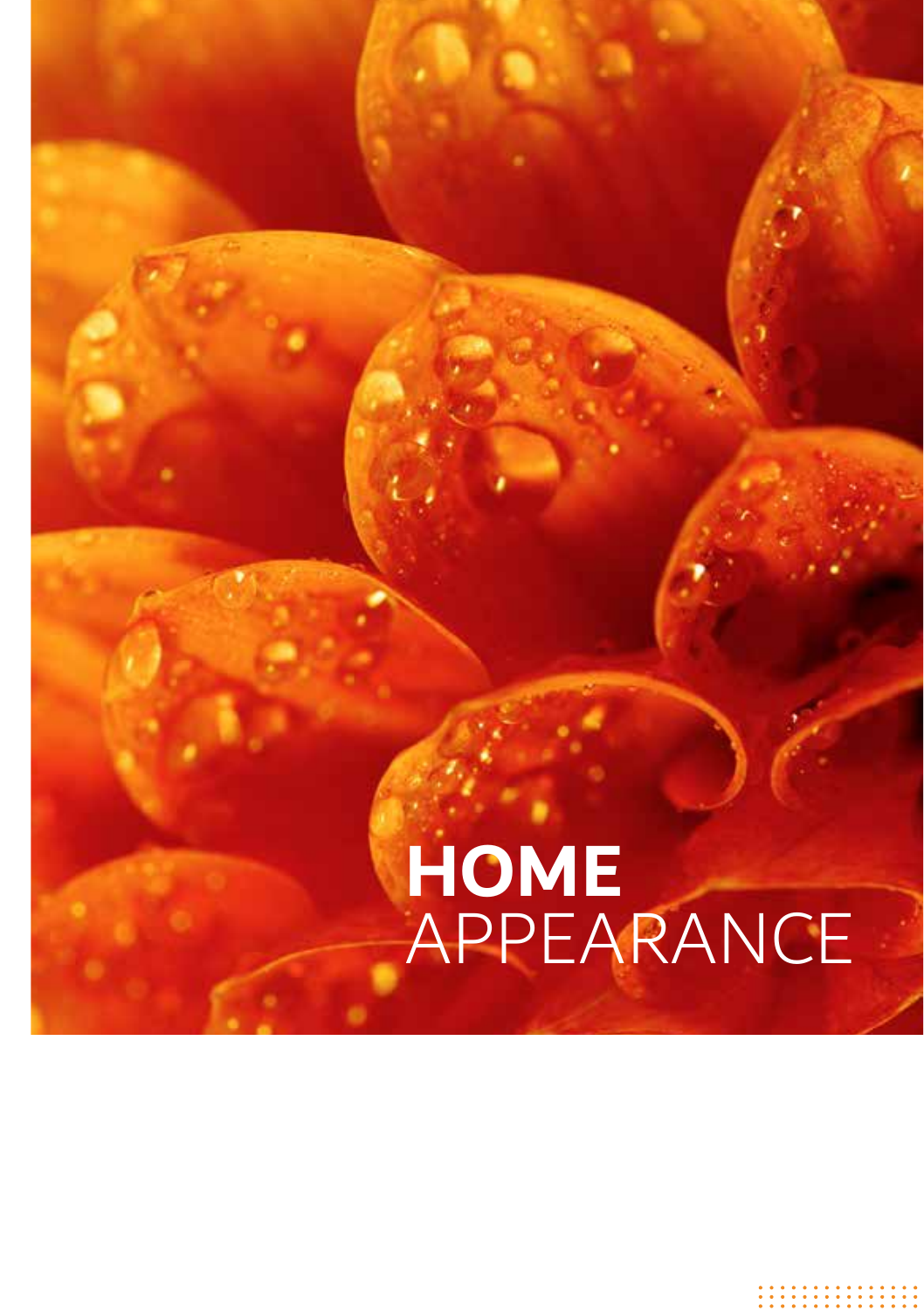# HOME APPEARANCE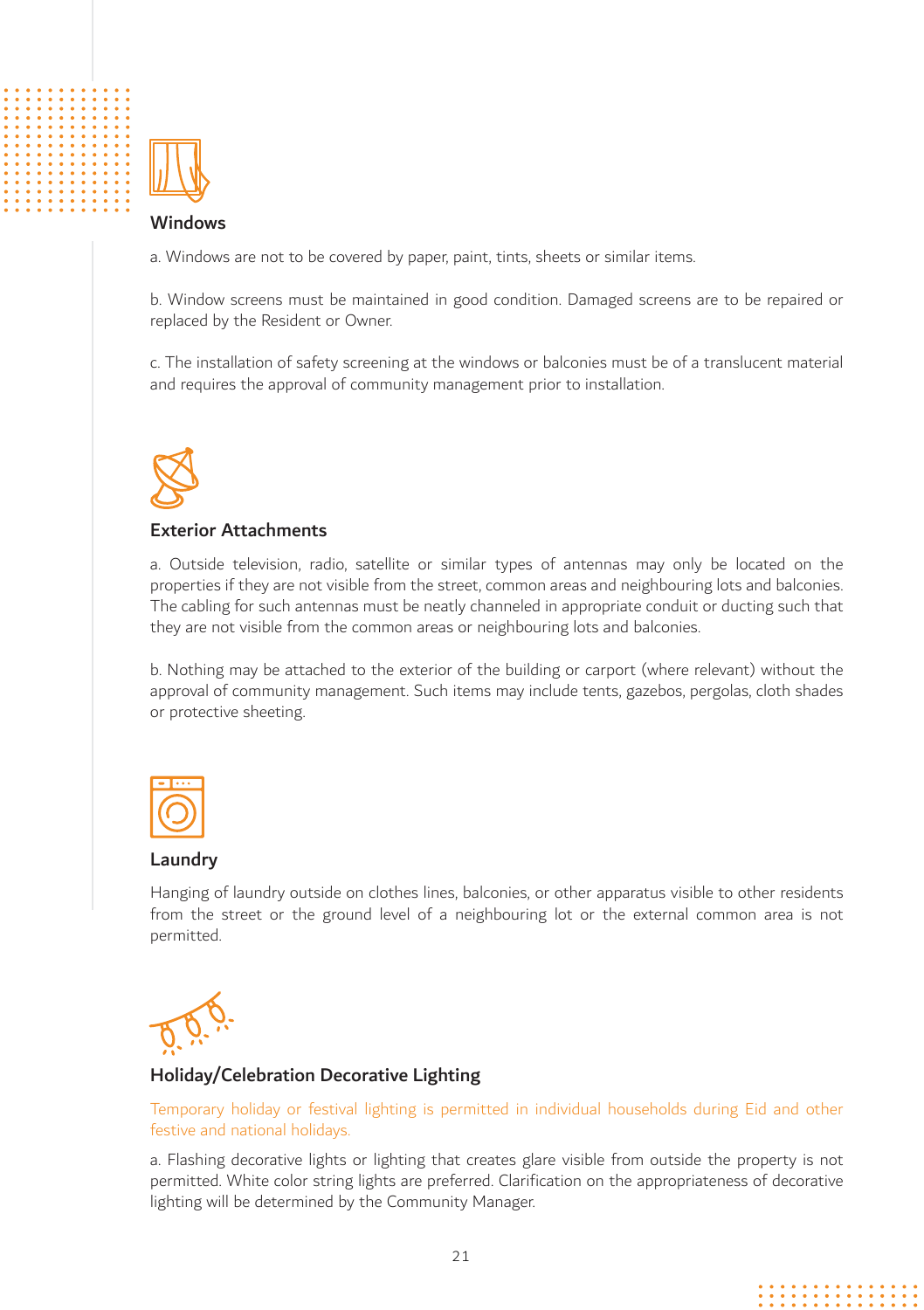## Windows

a. Windows are not to be covered by paper, paint, tints, sheets or similar items.

b. Window screens must be maintained in good condition. Damaged screens are to be repaired or replaced by the Resident or Owner.

c. The installation of safety screening at the windows or balconies must be of a translucent material and requires the approval of community management prior to installation.

## Exterior Attachments

a. Outside television, radio, satellite or similar types of antennas may only be located on the properties if they are not visible from the street, common areas and neighbouring lots and balconies. The cabling for such antennas must be neatly channeled in appropriate conduit or ducting such that they are not visible from the common areas or neighbouring lots and balconies.

b. Nothing may be attached to the exterior of the building or carport (where relevant) without the approval of community management. Such items may include tents, gazebos, pergolas, cloth shades or protective sheeting.

## Laundry

Hanging of laundry outside on clothes lines, balconies, or other apparatus visible to other residents from the street or the ground level of a neighbouring lot or the external common area is not permitted.

## Holiday/Celebration Decorative Lighting

Temporary holiday or festival lighting is permitted in individual households during Eid and other festive and national holidays.

a. Flashing decorative lights or lighting that creates glare visible from outside the property is not permitted. White color string lights are preferred. Clarification on the appropriateness of decorative lighting will be determined by the Community Manager.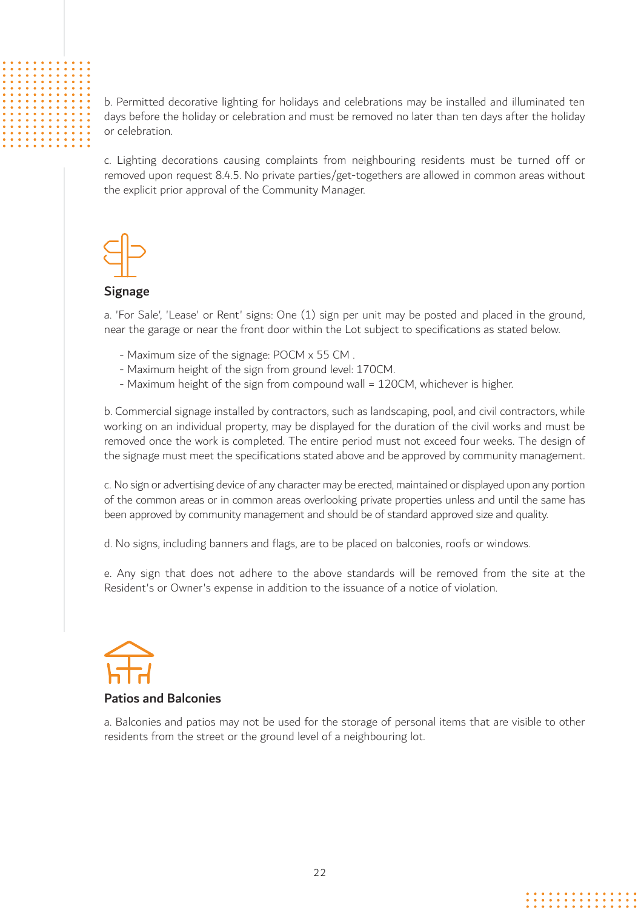b. Permitted decorative lighting for holidays and celebrations may be installed and illuminated ten days before the holiday or celebration and must be removed no later than ten days after the holiday or celebration.

c. Lighting decorations causing complaints from neighbouring residents must be turned off or removed upon request 8.4.5. No private parties/get-togethers are allowed in common areas without the explicit prior approval of the Community Manager.

## Signage

a. 'For Sale', 'Lease' or Rent' signs: One (1) sign per unit may be posted and placed in the ground, near the garage or near the front door within the Lot subject to specifications as stated below.

- Maximum size of the signage: POCM x 55 CM .
- Maximum height of the sign from ground level: 170CM.
- Maximum height of the sign from compound wall = 120CM, whichever is higher.

b. Commercial signage installed by contractors, such as landscaping, pool, and civil contractors, while working on an individual property, may be displayed for the duration of the civil works and must be removed once the work is completed. The entire period must not exceed four weeks. The design of the signage must meet the specifications stated above and be approved by community management.

c. No sign or advertising device of any character may be erected, maintained or displayed upon any portion of the common areas or in common areas overlooking private properties unless and until the same has been approved by community management and should be of standard approved size and quality.

d. No signs, including banners and flags, are to be placed on balconies, roofs or windows.

e. Any sign that does not adhere to the above standards will be removed from the site at the Resident's or Owner's expense in addition to the issuance of a notice of violation.

## Patios and Balconies

a. Balconies and patios may not be used for the storage of personal items that are visible to other residents from the street or the ground level of a neighbouring lot.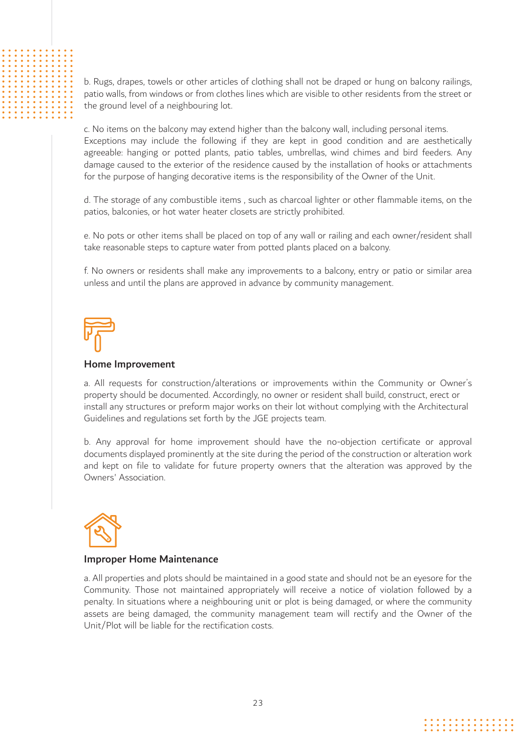b. Rugs, drapes, towels or other articles of clothing shall not be draped or hung on balcony railings, patio walls, from windows or from clothes lines which are visible to other residents from the street or the ground level of a neighbouring lot.

c. No items on the balcony may extend higher than the balcony wall, including personal items. Exceptions may include the following if they are kept in good condition and are aesthetically agreeable: hanging or potted plants, patio tables, umbrellas, wind chimes and bird feeders. Any damage caused to the exterior of the residence caused by the installation of hooks or attachments for the purpose of hanging decorative items is the responsibility of the Owner of the Unit.

d. The storage of any combustible items , such as charcoal lighter or other flammable items, on the patios, balconies, or hot water heater closets are strictly prohibited.

e. No pots or other items shall be placed on top of any wall or railing and each owner/resident shall take reasonable steps to capture water from potted plants placed on a balcony.

f. No owners or residents shall make any improvements to a balcony, entry or patio or similar area unless and until the plans are approved in advance by community management.

### Home Improvement

a. All requests for construction/alterations or improvements within the Community or Owner's property should be documented. Accordingly, no owner or resident shall build, construct, erect or install any structures or preform major works on their lot without complying with the Architectural Guidelines and regulations set forth by the JGE projects team.

b. Any approval for home improvement should have the no-objection certificate or approval documents displayed prominently at the site during the period of the construction or alteration work and kept on file to validate for future property owners that the alteration was approved by the Owners' Association.

### Improper Home Maintenance

a. All properties and plots should be maintained in a good state and should not be an eyesore for the Community. Those not maintained appropriately will receive a notice of violation followed by a penalty. In situations where a neighbouring unit or plot is being damaged, or where the community assets are being damaged, the community management team will rectify and the Owner of the Unit/Plot will be liable for the rectification costs.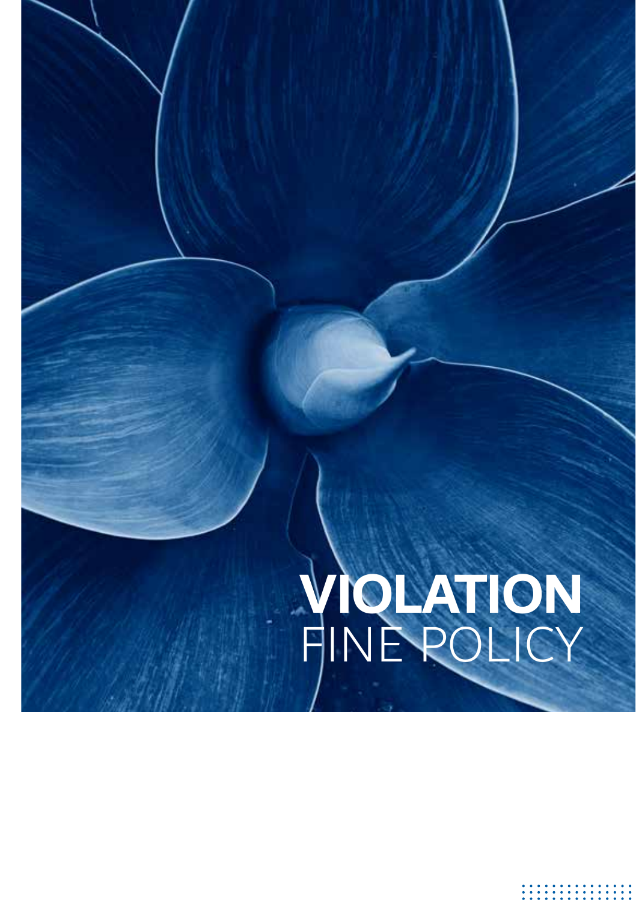# VIOLATION FINE POLICY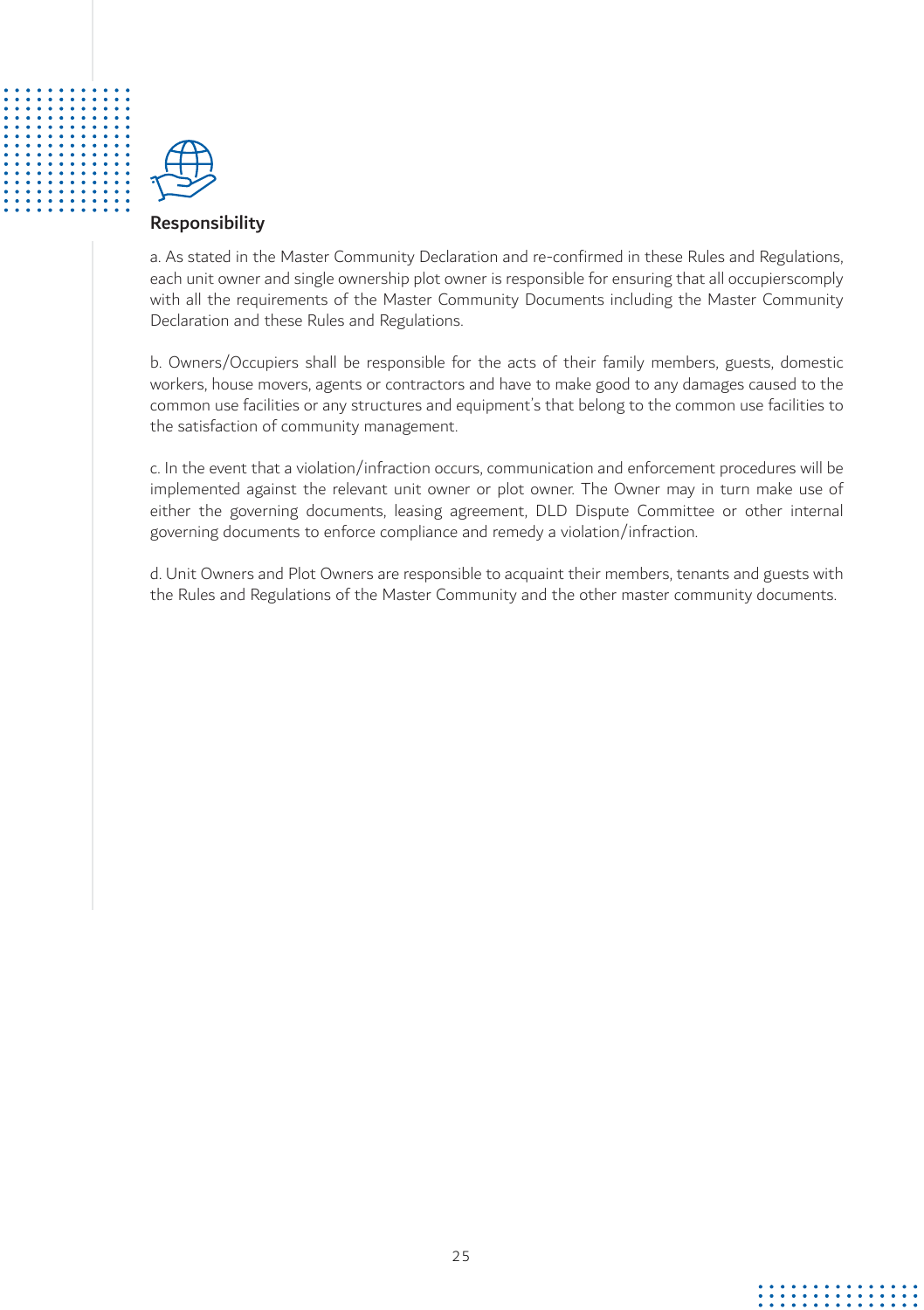## Responsibility

a. As stated in the Master Community Declaration and re-confirmed in these Rules and Regulations, each unit owner and single ownership plot owner is responsible for ensuring that all occupierscomply with all the requirements of the Master Community Documents including the Master Community Declaration and these Rules and Regulations.

b. Owners/Occupiers shall be responsible for the acts of their family members, guests, domestic workers, house movers, agents or contractors and have to make good to any damages caused to the common use facilities or any structures and equipment's that belong to the common use facilities to the satisfaction of community management.

c. In the event that a violation/infraction occurs, communication and enforcement procedures will be implemented against the relevant unit owner or plot owner. The Owner may in turn make use of either the governing documents, leasing agreement, DLD Dispute Committee or other internal governing documents to enforce compliance and remedy a violation/infraction.

d. Unit Owners and Plot Owners are responsible to acquaint their members, tenants and guests with the Rules and Regulations of the Master Community and the other master community documents.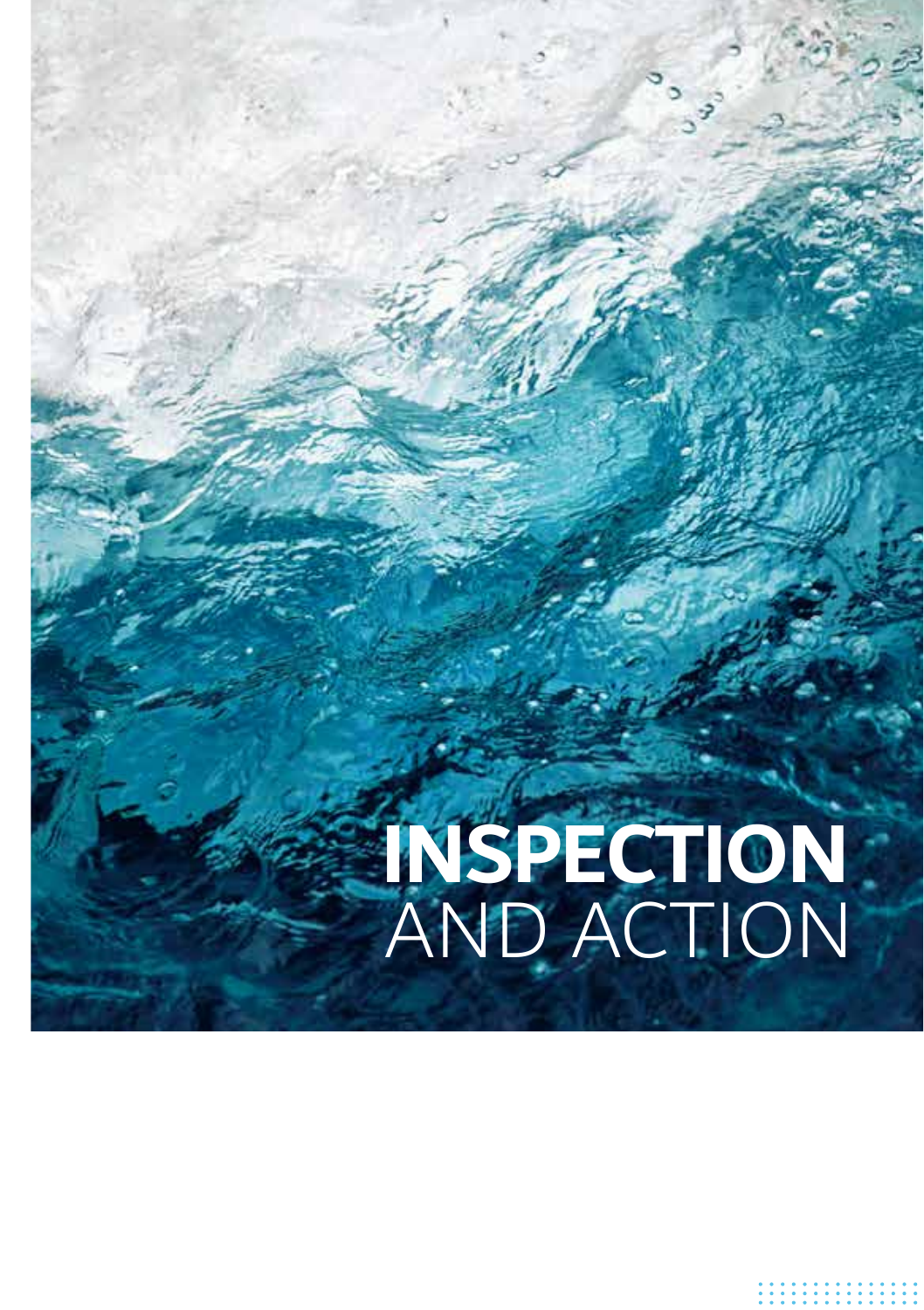# **INSPECTION** AND ACTION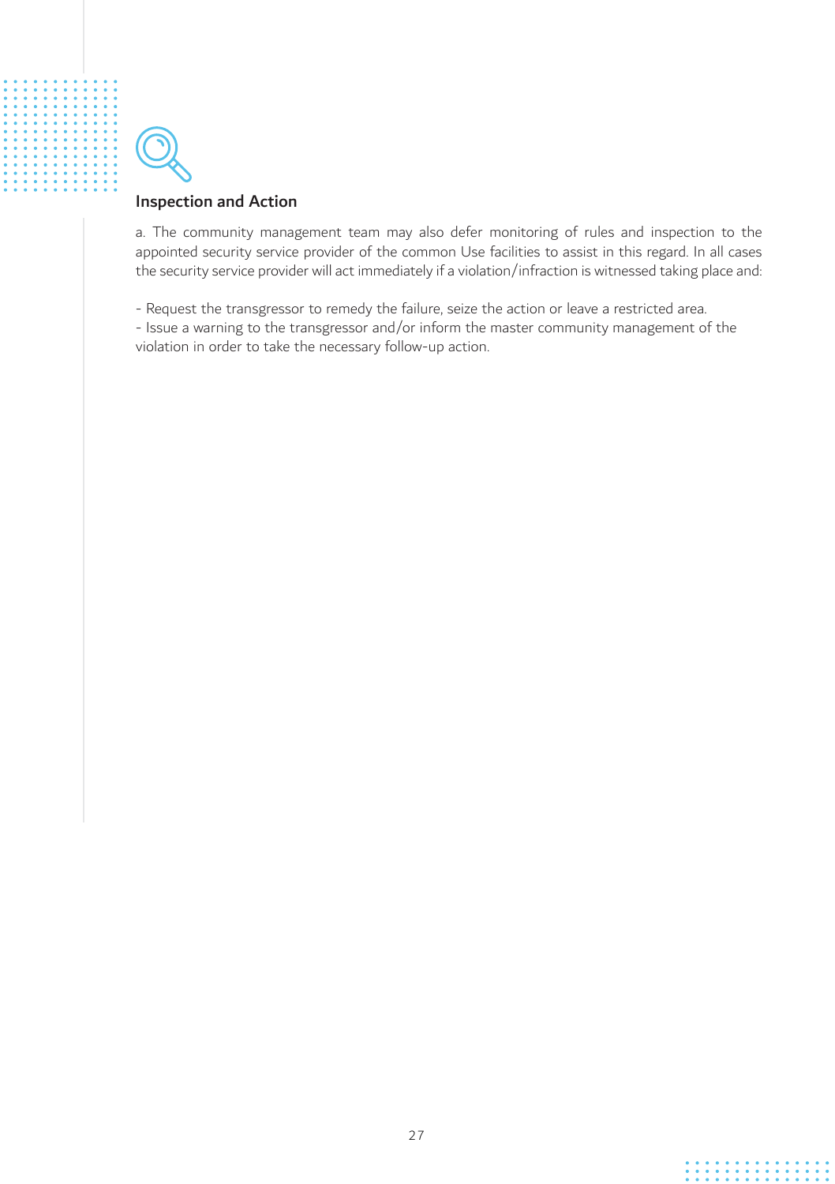## Inspection and Action

a. The community management team may also defer monitoring of rules and inspection to the appointed security service provider of the common Use facilities to assist in this regard. In all cases the security service provider will act immediately if a violation/infraction is witnessed taking place and:

- Request the transgressor to remedy the failure, seize the action or leave a restricted area.
- Issue a warning to the transgressor and/or inform the master community management of the violation in order to take the necessary follow-up action.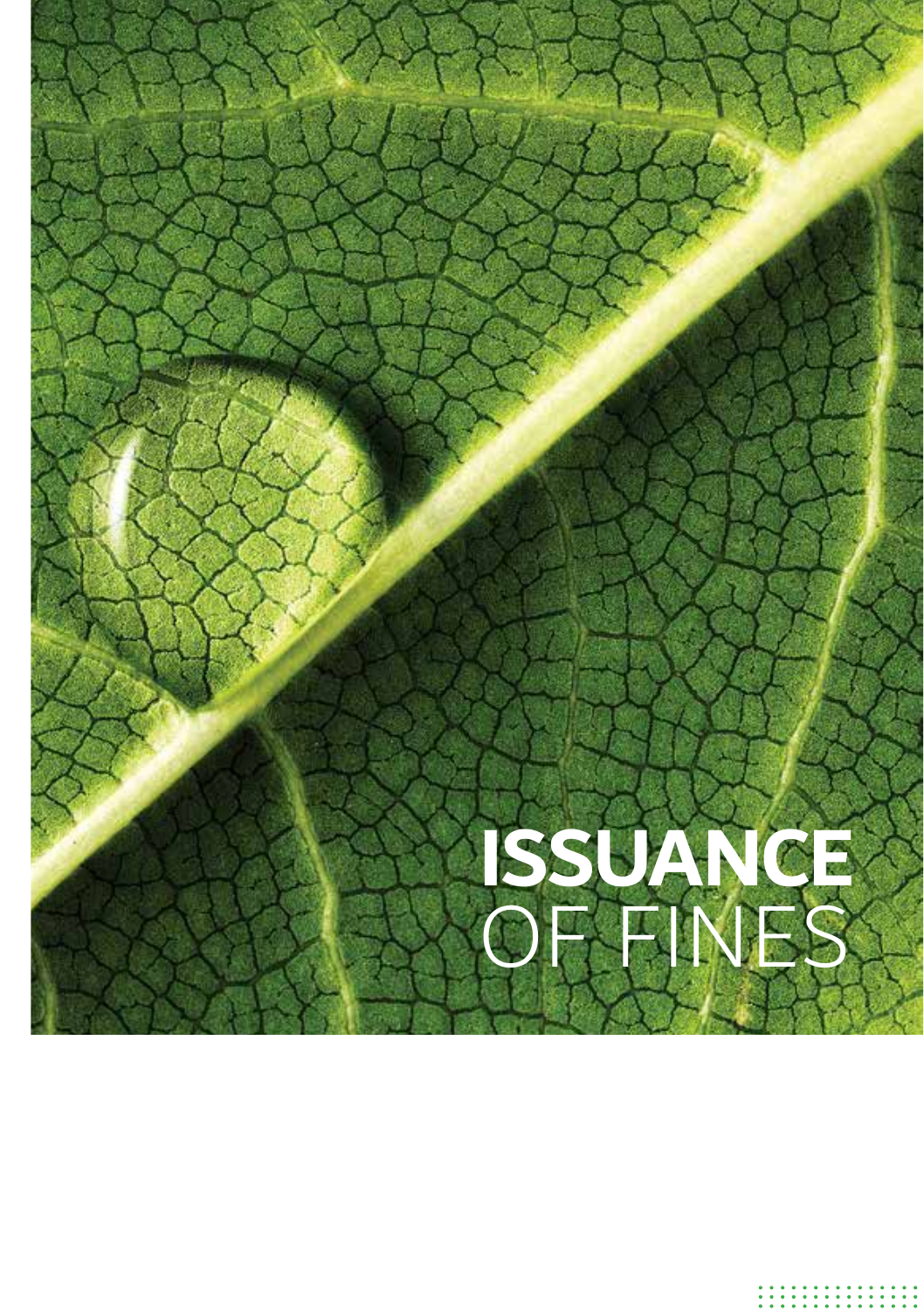# ISSUANCE OF FINES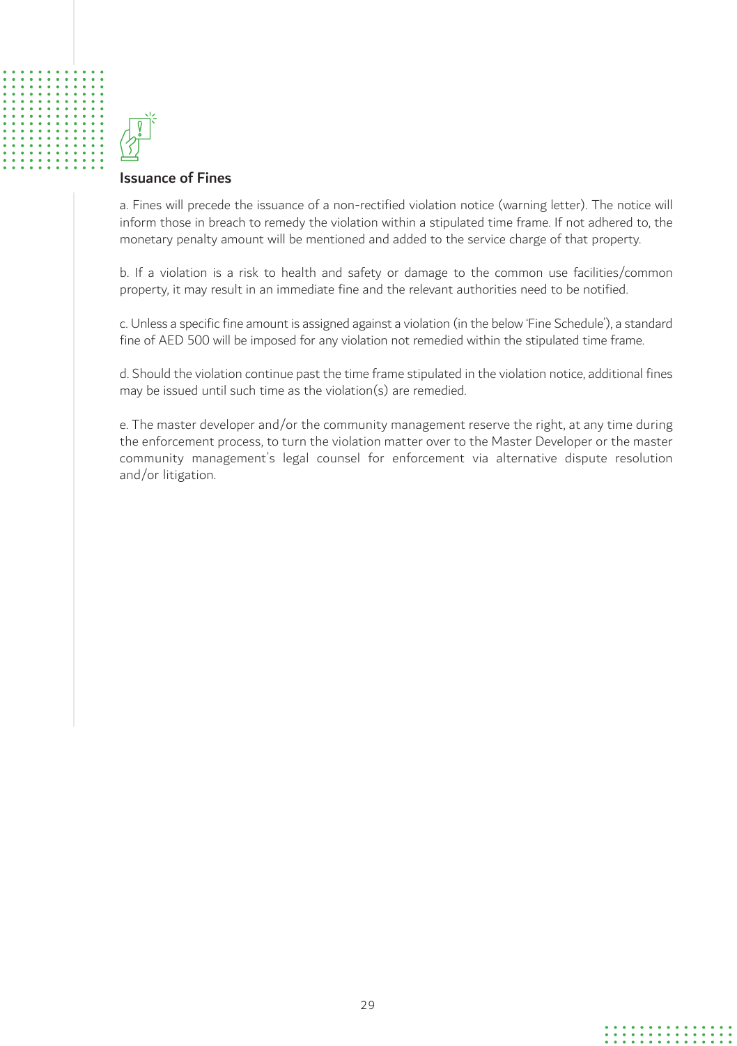## Issuance of Fines

a. Fines will precede the issuance of a non-rectified violation notice (warning letter). The notice will inform those in breach to remedy the violation within a stipulated time frame. If not adhered to, the monetary penalty amount will be mentioned and added to the service charge of that property.

b. If a violation is a risk to health and safety or damage to the common use facilities/common property, it may result in an immediate fine and the relevant authorities need to be notified.

c. Unless a specific fine amount is assigned against a violation (in the below 'Fine Schedule'), a standard fine of AED 500 will be imposed for any violation not remedied within the stipulated time frame.

d. Should the violation continue past the time frame stipulated in the violation notice, additional fines may be issued until such time as the violation(s) are remedied.

e. The master developer and/or the community management reserve the right, at any time during the enforcement process, to turn the violation matter over to the Master Developer or the master community management's legal counsel for enforcement via alternative dispute resolution and/or litigation.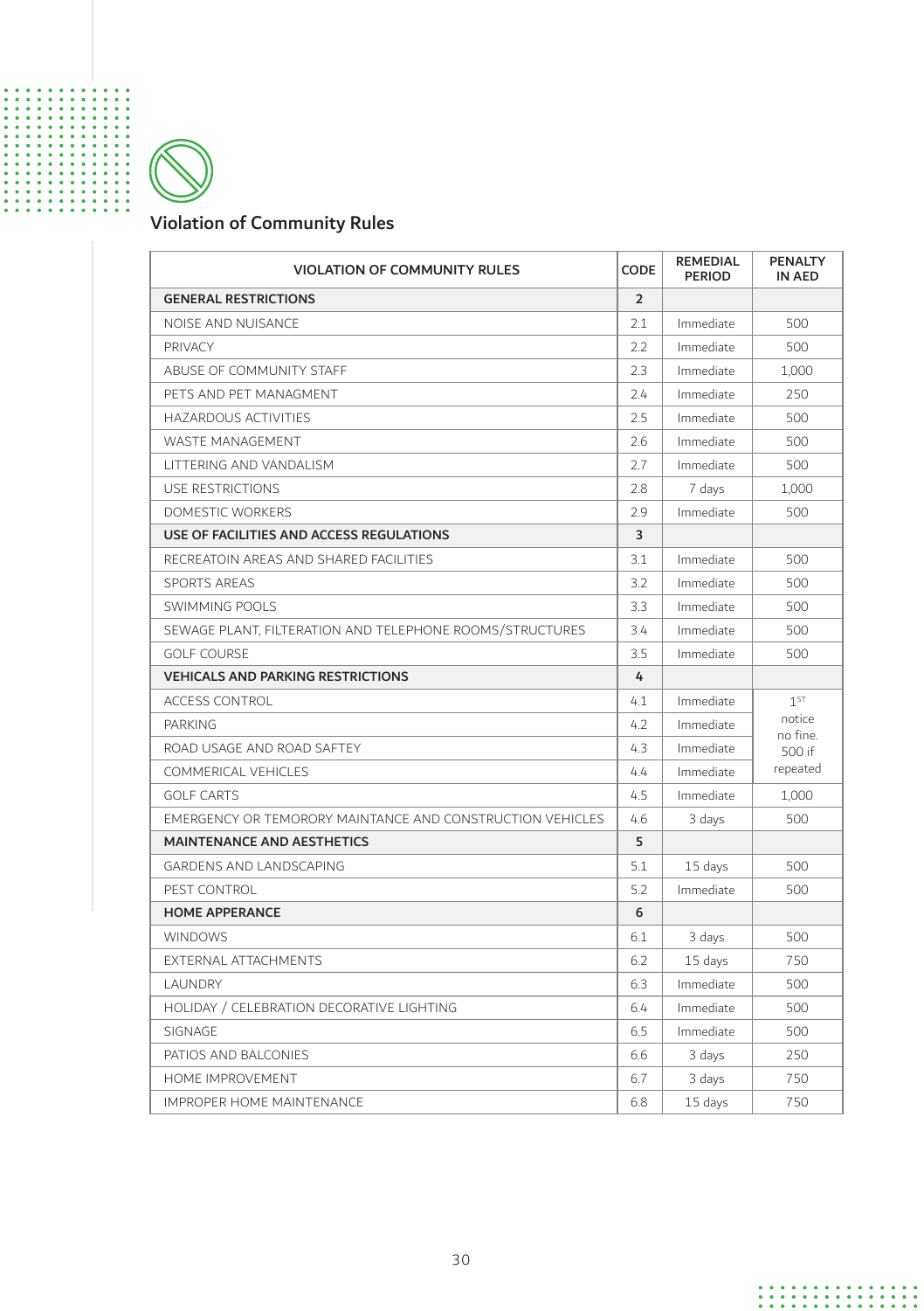## Violation of Community Rules

| VIOLATION OF COMMUNITY RULES | CODE | REMEDIAL PERIOD | PENALTY IN AED |
|---|---|---|---|
| **GENERAL RESTRICTIONS** | **2** | | |
| NOISE AND NUISANCE | 2.1 | Immediate | 500 |
| PRIVACY | 2.2 | Immediate | 500 |
| ABUSE OF COMMUNITY STAFF | 2.3 | Immediate | 1,000 |
| PETS AND PET MANAGMENT | 2.4 | Immediate | 250 |
| HAZARDOUS ACTIVITIES | 2.5 | Immediate | 500 |
| WASTE MANAGEMENT | 2.6 | Immediate | 500 |
| LITTERING AND VANDALISM | 2.7 | Immediate | 500 |
| USE RESTRICTIONS | 2.8 | 7 days | 1,000 |
| DOMESTIC WORKERS | 2.9 | Immediate | 500 |
| **USE OF FACILITIES AND ACCESS REGULATIONS** | **3** | | |
| RECREATOIN AREAS AND SHARED FACILITIES | 3.1 | Immediate | 500 |
| SPORTS AREAS | 3.2 | Immediate | 500 |
| SWIMMING POOLS | 3.3 | Immediate | 500 |
| SEWAGE PLANT, FILTERATION AND TELEPHONE ROOMS/STRUCTURES | 3.4 | Immediate | 500 |
| GOLF COURSE | 3.5 | Immediate | 500 |
| **VEHICALS AND PARKING RESTRICTIONS** | **4** | | |
| ACCESS CONTROL | 4.1 | Immediate | 1ST notice no fine. 500 if repeated |
| PARKING | 4.2 | Immediate | |
| ROAD USAGE AND ROAD SAFTEY | 4.3 | Immediate | |
| COMMERICAL VEHICLES | 4.4 | Immediate | |
| GOLF CARTS | 4.5 | Immediate | 1,000 |
| EMERGENCY OR TEMORORY MAINTANCE AND CONSTRUCTION VEHICLES | 4.6 | 3 days | 500 |
| **MAINTENANCE AND AESTHETICS** | **5** | | |
| GARDENS AND LANDSCAPING | 5.1 | 15 days | 500 |
| PEST CONTROL | 5.2 | Immediate | 500 |
| **HOME APPERANCE** | **6** | | |
| WINDOWS | 6.1 | 3 days | 500 |
| EXTERNAL ATTACHMENTS | 6.2 | 15 days | 750 |
| LAUNDRY | 6.3 | Immediate | 500 |
| HOLIDAY / CELEBRATION DECORATIVE LIGHTING | 6.4 | Immediate | 500 |
| SIGNAGE | 6.5 | Immediate | 500 |
| PATIOS AND BALCONIES | 6.6 | 3 days | 250 |
| HOME IMPROVEMENT | 6.7 | 3 days | 750 |
| IMPROPER HOME MAINTENANCE | 6.8 | 15 days | 750 |